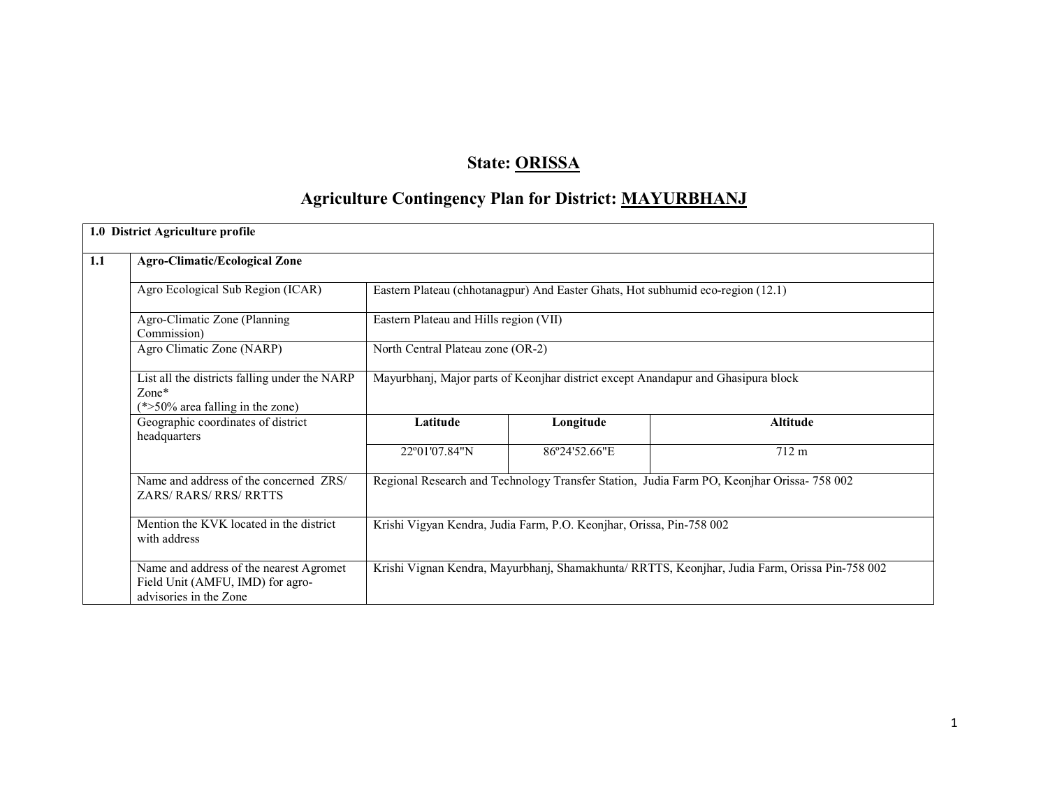# State: ORISSA

## Agriculture Contingency Plan for District: MAYURBHANJ

| 1.0 District Agriculture profile | | | | |
|---|---|---|---|---|
| **1.1** | **Agro-Climatic/Ecological Zone** | | | |
| | Agro Ecological Sub Region (ICAR) | Eastern Plateau (chhotanagpur) And Easter Ghats, Hot subhumid eco-region (12.1) | | |
| | Agro-Climatic Zone (Planning Commission) | Eastern Plateau and Hills region (VII) | | |
| | Agro Climatic Zone (NARP) | North Central Plateau zone (OR-2) | | |
| | List all the districts falling under the NARP Zone* (*>50% area falling in the zone) | Mayurbhanj, Major parts of Keonjhar district except Anandapur and Ghasipura block | | |
| | Geographic coordinates of district headquarters | **Latitude** | **Longitude** | **Altitude** |
| | | 22º01'07.84"N | 86º24'52.66"E | 712 m |
| | Name and address of the concerned ZRS/ ZARS/ RARS/ RRS/ RRTTS | Regional Research and Technology Transfer Station, Judia Farm PO, Keonjhar Orissa- 758 002 | | |
| | Mention the KVK located in the district with address | Krishi Vigyan Kendra, Judia Farm, P.O. Keonjhar, Orissa, Pin-758 002 | | |
| | Name and address of the nearest Agromet Field Unit (AMFU, IMD) for agro-advisories in the Zone | Krishi Vignan Kendra, Mayurbhanj, Shamakhunta/ RRTTS, Keonjhar, Judia Farm, Orissa Pin-758 002 | | |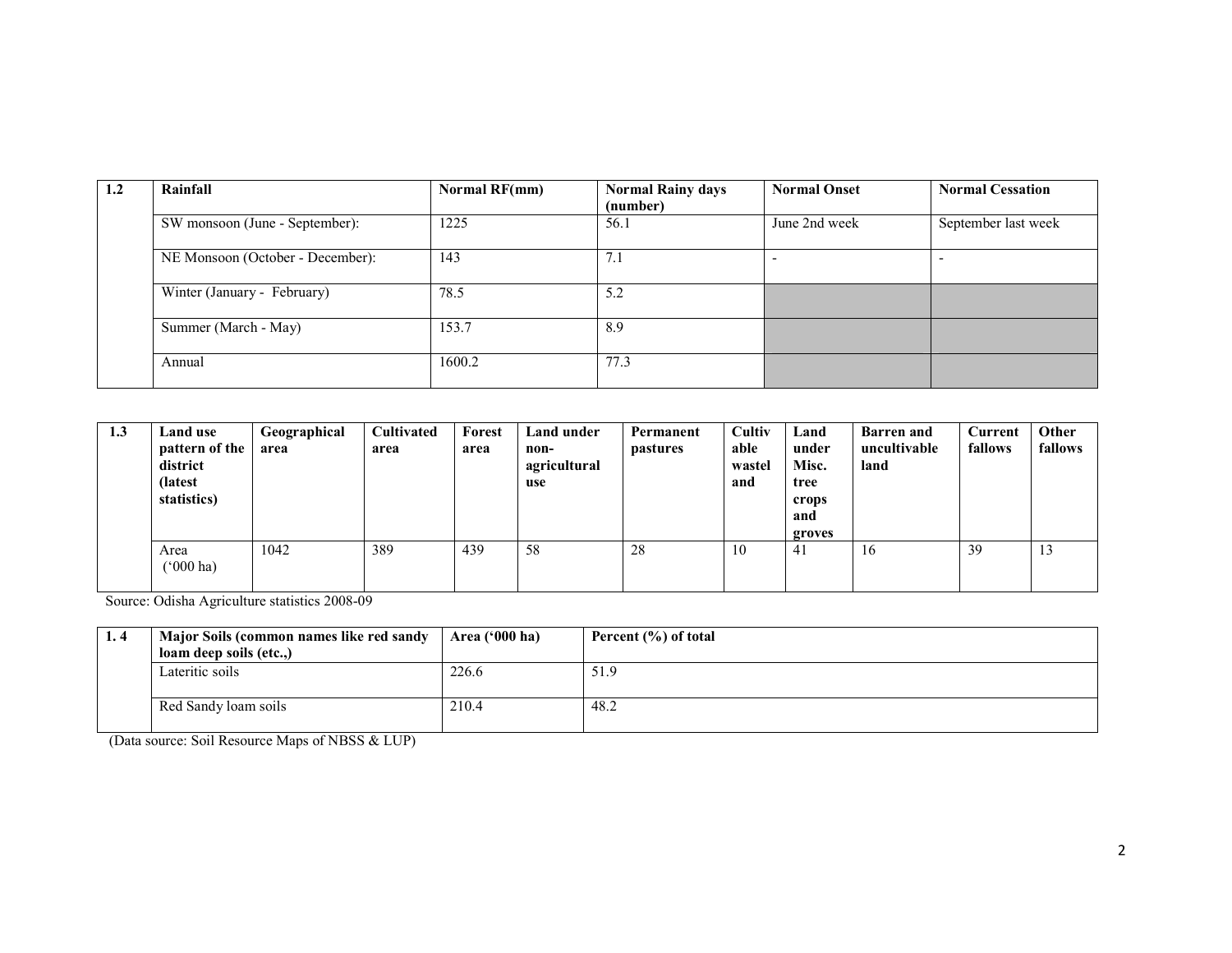| 1.2 | Rainfall | Normal RF(mm) | Normal Rainy days (number) | Normal Onset | Normal Cessation |
|---|---|---|---|---|---|
| | SW monsoon (June - September): | 1225 | 56.1 | June 2nd week | September last week |
| | NE Monsoon (October - December): | 143 | 7.1 | - | - |
| | Winter (January - February) | 78.5 | 5.2 | | |
| | Summer (March - May) | 153.7 | 8.9 | | |
| | Annual | 1600.2 | 77.3 | | |

| 1.3 | Land use pattern of the district (latest statistics) | Geographical area | Cultivated area | Forest area | Land under non-agricultural use | Permanent pastures | Cultivable wasteland | Land under Misc. tree crops and groves | Barren and uncultivable land | Current fallows | Other fallows |
|---|---|---|---|---|---|---|---|---|---|---|---|
| | Area ('000 ha) | 1042 | 389 | 439 | 58 | 28 | 10 | 41 | 16 | 39 | 13 |

Source: Odisha Agriculture statistics 2008-09

| 1. 4 | Major Soils (common names like red sandy loam deep soils (etc.,) | Area ('000 ha) | Percent (%) of total |
|---|---|---|---|
| | Lateritic soils | 226.6 | 51.9 |
| | Red Sandy loam soils | 210.4 | 48.2 |

(Data source: Soil Resource Maps of NBSS & LUP)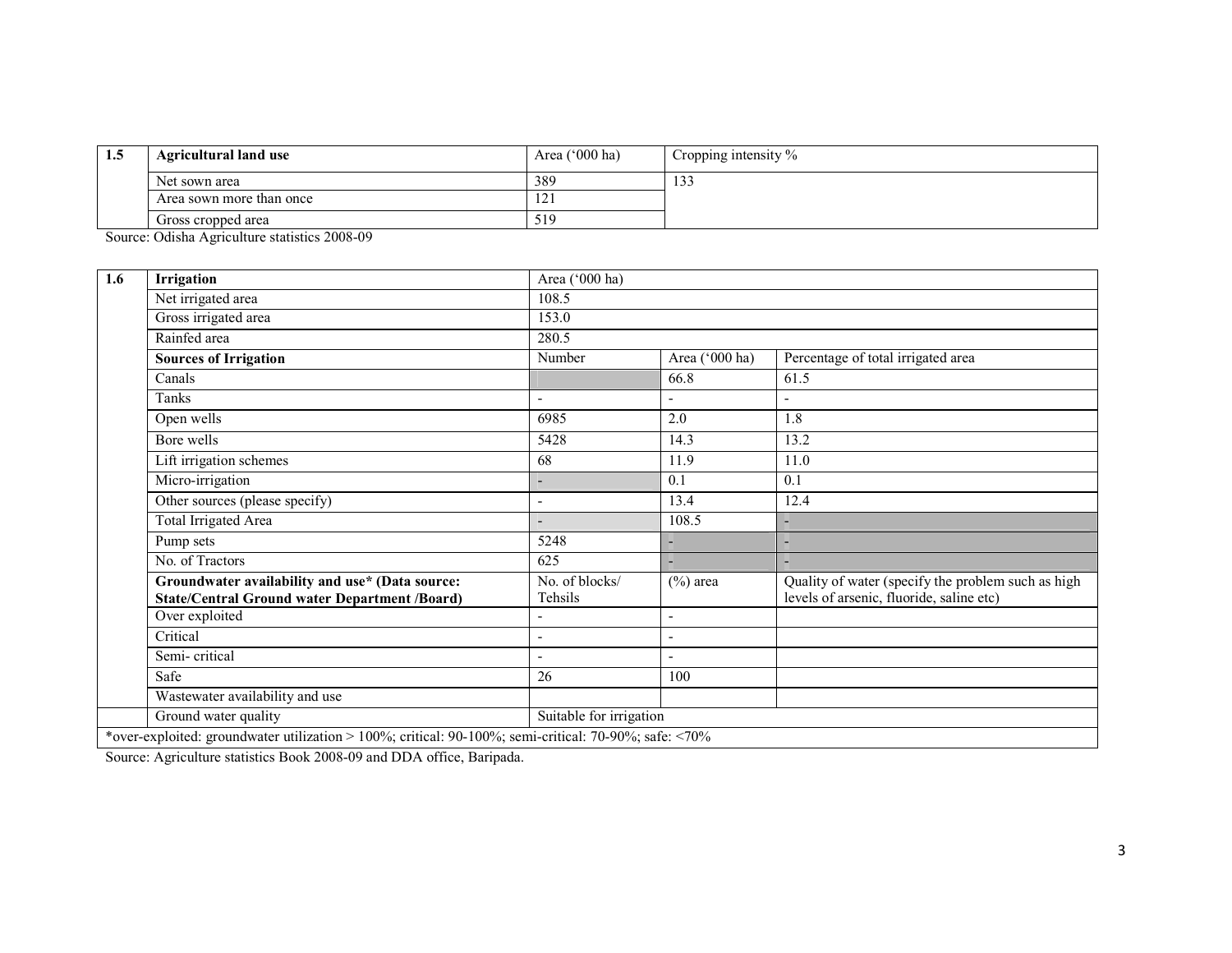| 1.5 | Agricultural land use | Area ('000 ha) | Cropping intensity % |
|---|---|---|---|
| | Net sown area | 389 | 133 |
| | Area sown more than once | 121 | |
| | Gross cropped area | 519 | |

Source: Odisha Agriculture statistics 2008-09

| 1.6 | Irrigation | Area ('000 ha) | | |
|---|---|---|---|---|
| | Net irrigated area | 108.5 | | |
| | Gross irrigated area | 153.0 | | |
| | Rainfed area | 280.5 | | |
| | **Sources of Irrigation** | Number | Area ('000 ha) | Percentage of total irrigated area |
| | Canals | | 66.8 | 61.5 |
| | Tanks | - | - | - |
| | Open wells | 6985 | 2.0 | 1.8 |
| | Bore wells | 5428 | 14.3 | 13.2 |
| | Lift irrigation schemes | 68 | 11.9 | 11.0 |
| | Micro-irrigation | - | 0.1 | 0.1 |
| | Other sources (please specify) | - | 13.4 | 12.4 |
| | Total Irrigated Area | - | 108.5 | - |
| | Pump sets | 5248 | - | - |
| | No. of Tractors | 625 | - | - |
| | **Groundwater availability and use* (Data source: State/Central Ground water Department /Board)** | No. of blocks/ Tehsils | (%) area | Quality of water (specify the problem such as high levels of arsenic, fluoride, saline etc) |
| | Over exploited | - | - | |
| | Critical | - | - | |
| | Semi- critical | - | - | |
| | Safe | 26 | 100 | |
| | Wastewater availability and use | | | |
| | Ground water quality | Suitable for irrigation | | |

*over-exploited: groundwater utilization > 100%; critical: 90-100%; semi-critical: 70-90%; safe: <70%

Source: Agriculture statistics Book 2008-09 and DDA office, Baripada.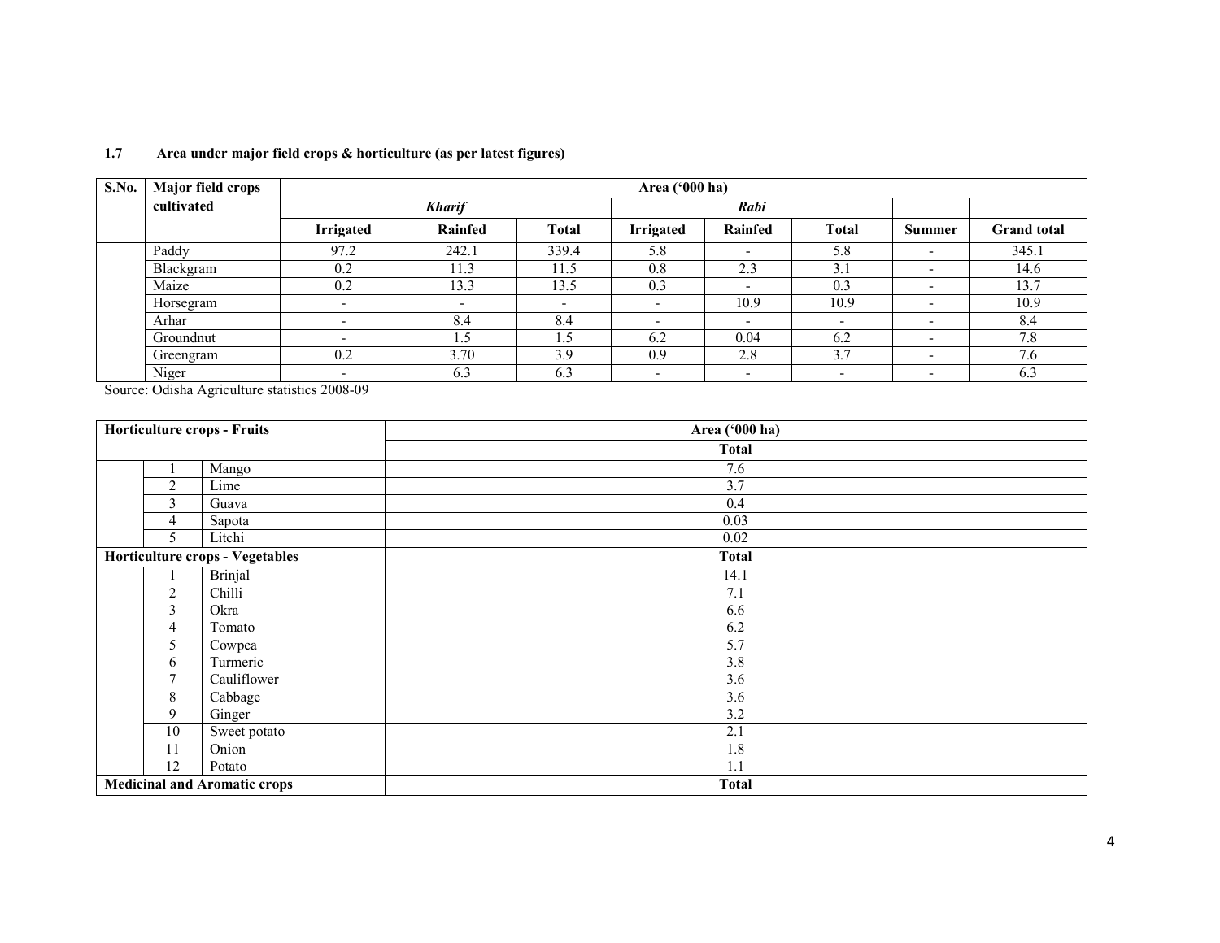### 1.7 Area under major field crops & horticulture (as per latest figures)

| S.No. | Major field crops cultivated | Area ('000 ha) | | | | | | | |
|---|---|---|---|---|---|---|---|---|---|
| | | *Kharif* | | | *Rabi* | | | | |
| | | Irrigated | Rainfed | Total | Irrigated | Rainfed | Total | Summer | Grand total |
| | Paddy | 97.2 | 242.1 | 339.4 | 5.8 | - | 5.8 | - | 345.1 |
| | Blackgram | 0.2 | 11.3 | 11.5 | 0.8 | 2.3 | 3.1 | - | 14.6 |
| | Maize | 0.2 | 13.3 | 13.5 | 0.3 | - | 0.3 | - | 13.7 |
| | Horsegram | - | - | - | - | 10.9 | 10.9 | - | 10.9 |
| | Arhar | - | 8.4 | 8.4 | - | - | - | - | 8.4 |
| | Groundnut | - | 1.5 | 1.5 | 6.2 | 0.04 | 6.2 | - | 7.8 |
| | Greengram | 0.2 | 3.70 | 3.9 | 0.9 | 2.8 | 3.7 | - | 7.6 |
| | Niger | - | 6.3 | 6.3 | - | - | - | - | 6.3 |

Source: Odisha Agriculture statistics 2008-09

| Horticulture crops - Fruits | | | Area ('000 ha) |
|---|---|---|---|
| | | | Total |
| | 1 | Mango | 7.6 |
| | 2 | Lime | 3.7 |
| | 3 | Guava | 0.4 |
| | 4 | Sapota | 0.03 |
| | 5 | Litchi | 0.02 |
| **Horticulture crops - Vegetables** | | | **Total** |
| | 1 | Brinjal | 14.1 |
| | 2 | Chilli | 7.1 |
| | 3 | Okra | 6.6 |
| | 4 | Tomato | 6.2 |
| | 5 | Cowpea | 5.7 |
| | 6 | Turmeric | 3.8 |
| | 7 | Cauliflower | 3.6 |
| | 8 | Cabbage | 3.6 |
| | 9 | Ginger | 3.2 |
| | 10 | Sweet potato | 2.1 |
| | 11 | Onion | 1.8 |
| | 12 | Potato | 1.1 |
| **Medicinal and Aromatic crops** | | | **Total** |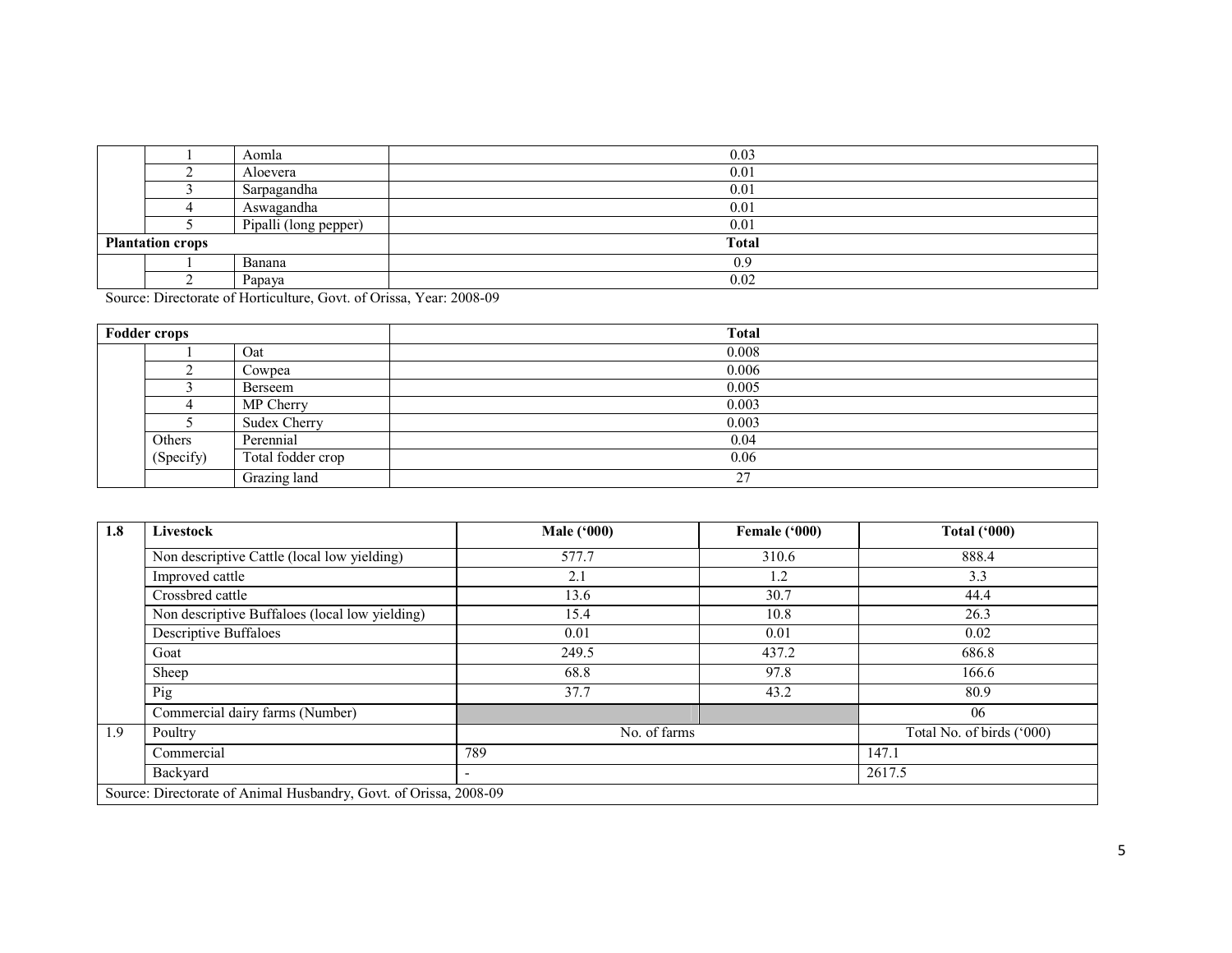| | | | |
|---|---|---|---|
| | 1 | Aomla | 0.03 |
| | 2 | Aloevera | 0.01 |
| | 3 | Sarpagandha | 0.01 |
| | 4 | Aswagandha | 0.01 |
| | 5 | Pipalli (long pepper) | 0.01 |
| **Plantation crops** | | | **Total** |
| | 1 | Banana | 0.9 |
| | 2 | Papaya | 0.02 |

Source: Directorate of Horticulture, Govt. of Orissa, Year: 2008-09

| **Fodder crops** | | | **Total** |
|---|---|---|---|
| | 1 | Oat | 0.008 |
| | 2 | Cowpea | 0.006 |
| | 3 | Berseem | 0.005 |
| | 4 | MP Cherry | 0.003 |
| | 5 | Sudex Cherry | 0.003 |
| | Others (Specify) | Perennial | 0.04 |
| | | Total fodder crop | 0.06 |
| | | Grazing land | 27 |

| **1.8** | **Livestock** | **Male ('000)** | **Female ('000)** | **Total ('000)** |
|---|---|---|---|---|
| | Non descriptive Cattle (local low yielding) | 577.7 | 310.6 | 888.4 |
| | Improved cattle | 2.1 | 1.2 | 3.3 |
| | Crossbred cattle | 13.6 | 30.7 | 44.4 |
| | Non descriptive Buffaloes (local low yielding) | 15.4 | 10.8 | 26.3 |
| | Descriptive Buffaloes | 0.01 | 0.01 | 0.02 |
| | Goat | 249.5 | 437.2 | 686.8 |
| | Sheep | 68.8 | 97.8 | 166.6 |
| | Pig | 37.7 | 43.2 | 80.9 |
| | Commercial dairy farms (Number) | | | 06 |
| 1.9 | Poultry | No. of farms | | Total No. of birds ('000) |
| | Commercial | 789 | | 147.1 |
| | Backyard | - | | 2617.5 |

Source: Directorate of Animal Husbandry, Govt. of Orissa, 2008-09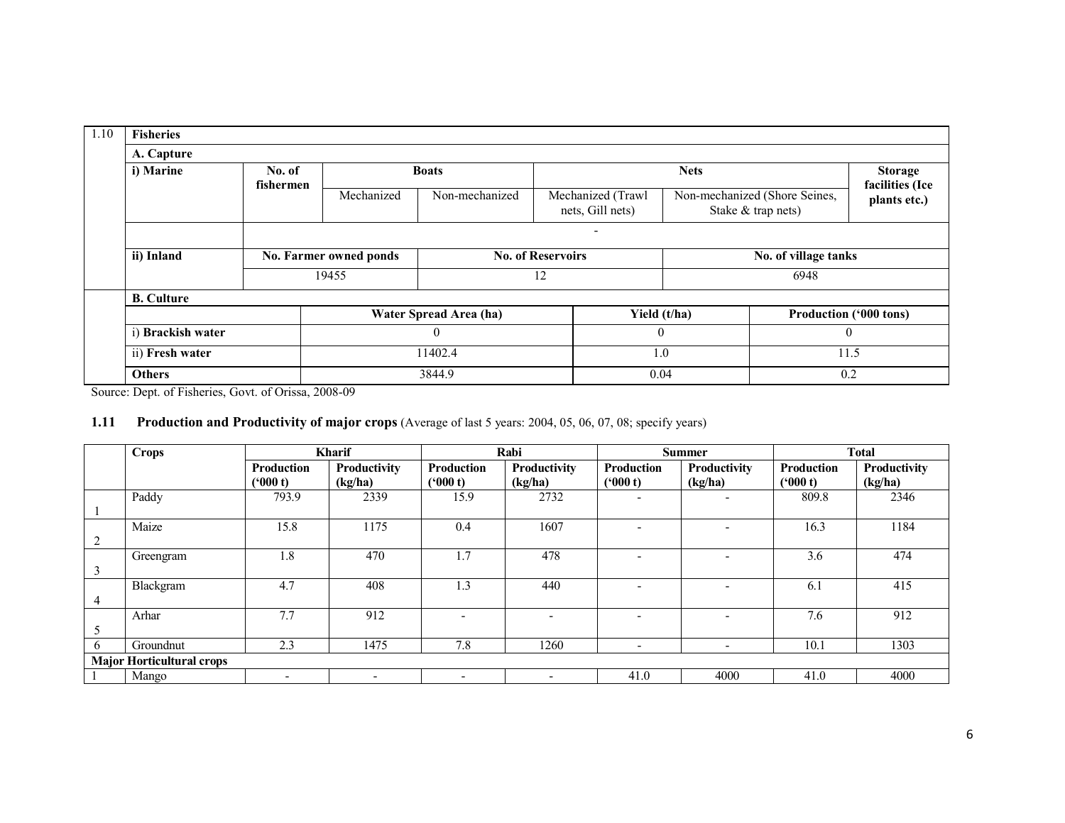| 1.10 | **Fisheries** | | | | | | |
|---|---|---|---|---|---|---|---|
| | **A. Capture** | | | | | | |
| | **i) Marine** | **No. of fishermen** | **Boats** | | **Nets** | | **Storage facilities (Ice plants etc.)** |
| | | | Mechanized | Non-mechanized | Mechanized (Trawl nets, Gill nets) | Non-mechanized (Shore Seines, Stake & trap nets) | |
| | | - | | | | | |
| | **ii) Inland** | **No. Farmer owned ponds** | | **No. of Reservoirs** | | **No. of village tanks** | |
| | | 19455 | | 12 | | 6948 | |
| | **B. Culture** | | | | | | |
| | | | **Water Spread Area (ha)** | | **Yield (t/ha)** | **Production ('000 tons)** | |
| | i) **Brackish water** | | 0 | | 0 | 0 | |
| | ii) **Fresh water** | | 11402.4 | | 1.0 | 11.5 | |
| | **Others** | | 3844.9 | | 0.04 | 0.2 | |

Source: Dept. of Fisheries, Govt. of Orissa, 2008-09

## 1.11 Production and Productivity of major crops (Average of last 5 years: 2004, 05, 06, 07, 08; specify years)

| | **Crops** | **Kharif** | | **Rabi** | | **Summer** | | **Total** | |
|---|---|---|---|---|---|---|---|---|---|
| | | **Production ('000 t)** | **Productivity (kg/ha)** | **Production ('000 t)** | **Productivity (kg/ha)** | **Production ('000 t)** | **Productivity (kg/ha)** | **Production ('000 t)** | **Productivity (kg/ha)** |
| 1 | Paddy | 793.9 | 2339 | 15.9 | 2732 | - | - | 809.8 | 2346 |
| 2 | Maize | 15.8 | 1175 | 0.4 | 1607 | - | - | 16.3 | 1184 |
| 3 | Greengram | 1.8 | 470 | 1.7 | 478 | - | - | 3.6 | 474 |
| 4 | Blackgram | 4.7 | 408 | 1.3 | 440 | - | - | 6.1 | 415 |
| 5 | Arhar | 7.7 | 912 | - | - | - | - | 7.6 | 912 |
| 6 | Groundnut | 2.3 | 1475 | 7.8 | 1260 | - | - | 10.1 | 1303 |
| **Major Horticultural crops** | | | | | | | | | |
| 1 | Mango | - | - | - | - | 41.0 | 4000 | 41.0 | 4000 |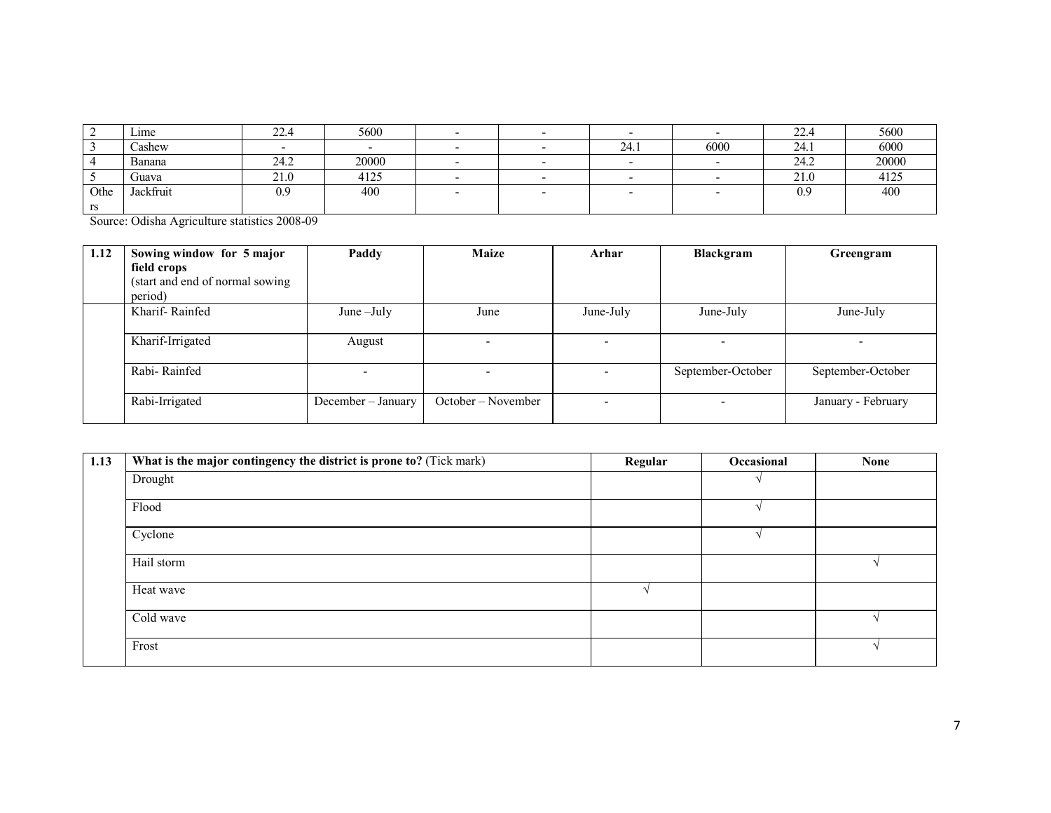| 2 | Lime | 22.4 | 5600 | - | - | - | - | 22.4 | 5600 |
|---|---|---|---|---|---|---|---|---|---|
| 3 | Cashew | - | - | - | - | 24.1 | 6000 | 24.1 | 6000 |
| 4 | Banana | 24.2 | 20000 | - | - | - | - | 24.2 | 20000 |
| 5 | Guava | 21.0 | 4125 | - | - | - | - | 21.0 | 4125 |
| Others | Jackfruit | 0.9 | 400 | - | - | - | - | 0.9 | 400 |

Source: Odisha Agriculture statistics 2008-09

| 1.12 | **Sowing window for 5 major field crops** (start and end of normal sowing period) | **Paddy** | **Maize** | **Arhar** | **Blackgram** | **Greengram** |
|---|---|---|---|---|---|---|
| | Kharif- Rainfed | June –July | June | June-July | June-July | June-July |
| | Kharif-Irrigated | August | - | - | - | - |
| | Rabi- Rainfed | - | - | - | September-October | September-October |
| | Rabi-Irrigated | December – January | October – November | - | - | January - February |

| 1.13 | **What is the major contingency the district is prone to?** (Tick mark) | **Regular** | **Occasional** | **None** |
|---|---|---|---|---|
| | Drought | | √ | |
| | Flood | | √ | |
| | Cyclone | | √ | |
| | Hail storm | | | √ |
| | Heat wave | √ | | |
| | Cold wave | | | √ |
| | Frost | | | √ |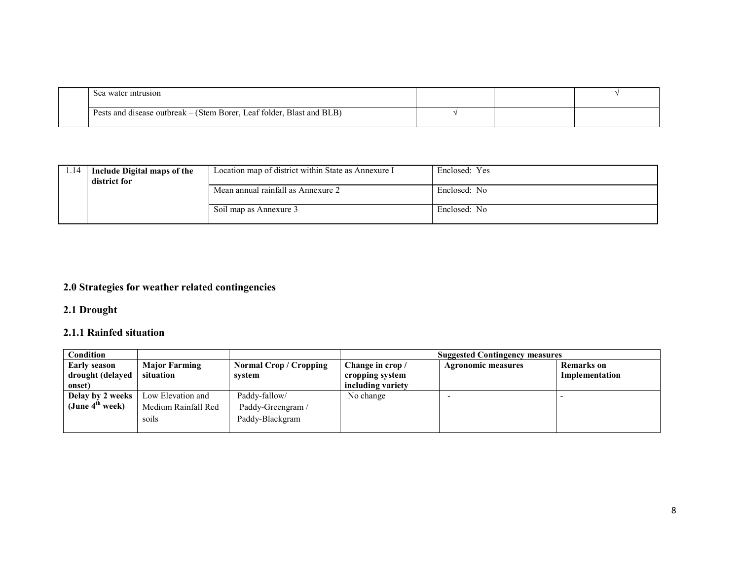|  | Sea water intrusion |  |  | √ |
|---|---|---|---|---|
|  | Pests and disease outbreak – (Stem Borer, Leaf folder, Blast and BLB) | √ |  |  |

| 1.14 | **Include Digital maps of the district for** | Location map of district within State as Annexure I | Enclosed: Yes |
|---|---|---|---|
|  |  | Mean annual rainfall as Annexure 2 | Enclosed: No |
|  |  | Soil map as Annexure 3 | Enclosed: No |

## 2.0 Strategies for weather related contingencies

### 2.1 Drought

#### 2.1.1 Rainfed situation

| **Condition** |  |  | **Suggested Contingency measures** |  |  |
|---|---|---|---|---|---|
| **Early season drought (delayed onset)** | **Major Farming situation** | **Normal Crop / Cropping system** | **Change in crop / cropping system including variety** | **Agronomic measures** | **Remarks on Implementation** |
| **Delay by 2 weeks (June 4th week)** | Low Elevation and Medium Rainfall Red soils | Paddy-fallow/ Paddy-Greengram / Paddy-Blackgram | No change | - | - |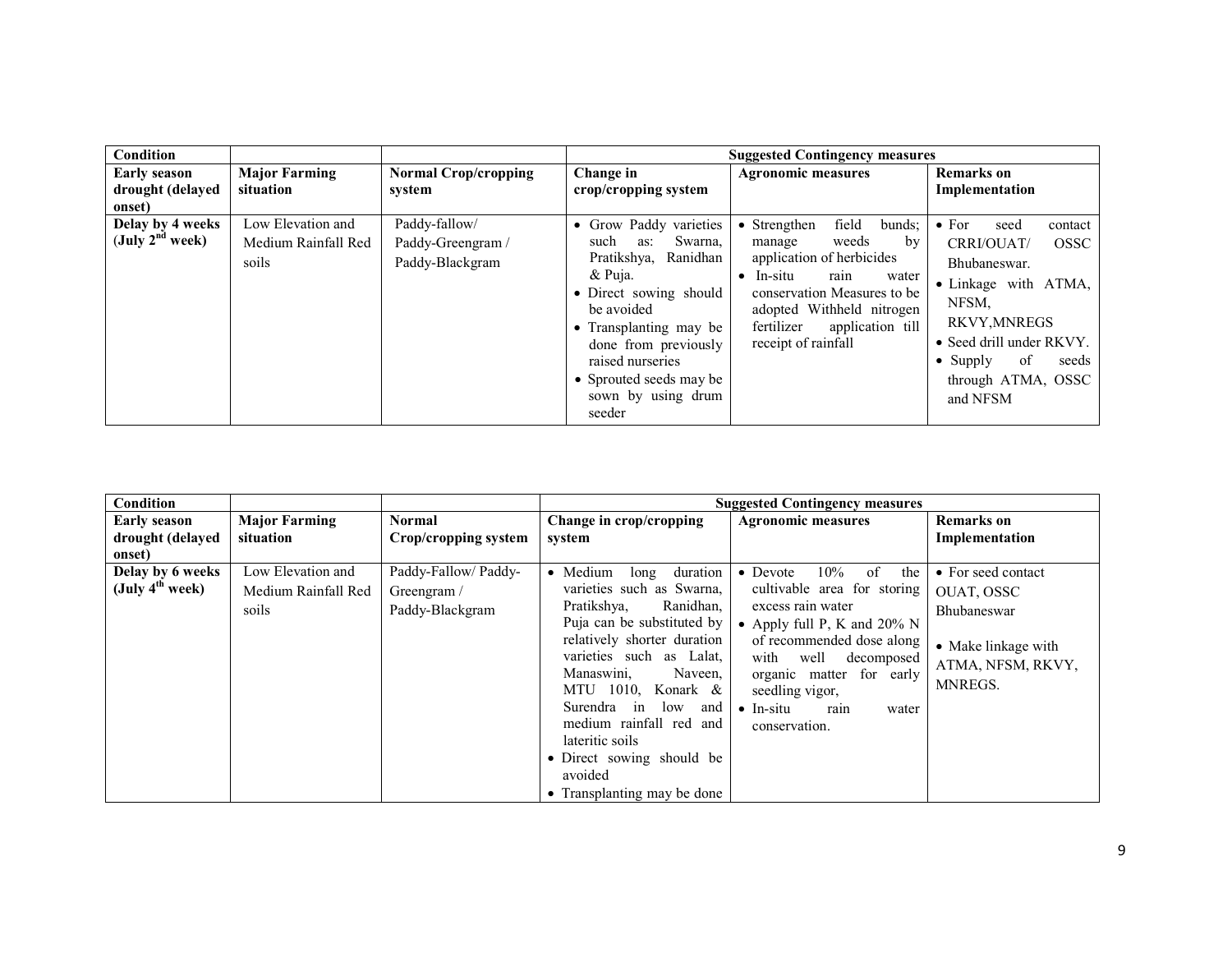| Condition | | | Suggested Contingency measures | | |
|---|---|---|---|---|---|
| **Early season drought (delayed onset)** | **Major Farming situation** | **Normal Crop/cropping system** | **Change in crop/cropping system** | **Agronomic measures** | **Remarks on Implementation** |
| **Delay by 4 weeks (July 2nd week)** | Low Elevation and Medium Rainfall Red soils | Paddy-fallow/ Paddy-Greengram / Paddy-Blackgram | • Grow Paddy varieties such as: Swarna, Pratikshya, Ranidhan & Puja.<br>• Direct sowing should be avoided<br>• Transplanting may be done from previously raised nurseries<br>• Sprouted seeds may be sown by using drum seeder | • Strengthen field bunds; manage weeds by application of herbicides<br>• In-situ rain water conservation Measures to be adopted Withheld nitrogen fertilizer application till receipt of rainfall | • For seed contact CRRI/OUAT/ OSSC Bhubaneswar.<br>• Linkage with ATMA, NFSM, RKVY,MNREGS<br>• Seed drill under RKVY.<br>• Supply of seeds through ATMA, OSSC and NFSM |

| Condition | | | Suggested Contingency measures | | |
|---|---|---|---|---|---|
| **Early season drought (delayed onset)** | **Major Farming situation** | **Normal Crop/cropping system** | **Change in crop/cropping system** | **Agronomic measures** | **Remarks on Implementation** |
| **Delay by 6 weeks (July 4th week)** | Low Elevation and Medium Rainfall Red soils | Paddy-Fallow/ Paddy-Greengram / Paddy-Blackgram | • Medium long duration varieties such as Swarna, Pratikshya, Ranidhan, Puja can be substituted by relatively shorter duration varieties such as Lalat, Manaswini, Naveen, MTU 1010, Konark & Surendra in low and medium rainfall red and lateritic soils<br>• Direct sowing should be avoided<br>• Transplanting may be done | • Devote 10% of the cultivable area for storing excess rain water<br>• Apply full P, K and 20% N of recommended dose along with well decomposed organic matter for early seedling vigor,<br>• In-situ rain water conservation. | • For seed contact OUAT, OSSC Bhubaneswar<br><br>• Make linkage with ATMA, NFSM, RKVY, MNREGS. |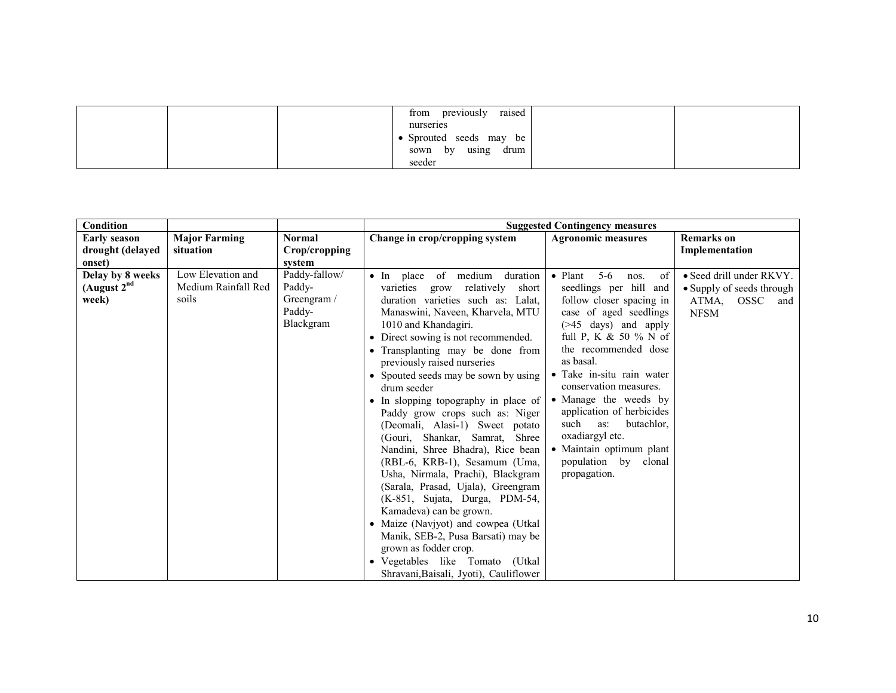| | | | • from previously raised nurseries<br>• Sprouted seeds may be sown by using drum seeder | | |
|---|---|---|---|---|---|

| Condition | | | Suggested Contingency measures | | |
|---|---|---|---|---|---|
| **Early season drought (delayed onset)** | **Major Farming situation** | **Normal Crop/cropping system** | **Change in crop/cropping system** | **Agronomic measures** | **Remarks on Implementation** |
| **Delay by 8 weeks (August 2nd week)** | Low Elevation and Medium Rainfall Red soils | Paddy-fallow/ Paddy-Greengram / Paddy-Blackgram | • In place of medium duration varieties grow relatively short duration varieties such as: Lalat, Manaswini, Naveen, Kharvela, MTU 1010 and Khandagiri.<br>• Direct sowing is not recommended.<br>• Transplanting may be done from previously raised nurseries<br>• Spouted seeds may be sown by using drum seeder<br>• In slopping topography in place of Paddy grow crops such as: Niger (Deomali, Alasi-1) Sweet potato (Gouri, Shankar, Samrat, Shree Nandini, Shree Bhadra), Rice bean (RBL-6, KRB-1), Sesamum (Uma, Usha, Nirmala, Prachi), Blackgram (Sarala, Prasad, Ujala), Greengram (K-851, Sujata, Durga, PDM-54, Kamadeva) can be grown.<br>• Maize (Navjyot) and cowpea (Utkal Manik, SEB-2, Pusa Barsati) may be grown as fodder crop.<br>• Vegetables like Tomato (Utkal Shravani,Baisali, Jyoti), Cauliflower | • Plant 5-6 nos. of seedlings per hill and follow closer spacing in case of aged seedlings (>45 days) and apply full P, K & 50 % N of the recommended dose as basal.<br>• Take in-situ rain water conservation measures.<br>• Manage the weeds by application of herbicides such as: butachlor, oxadiargyl etc.<br>• Maintain optimum plant population by clonal propagation. | • Seed drill under RKVY.<br>• Supply of seeds through ATMA, OSSC and NFSM |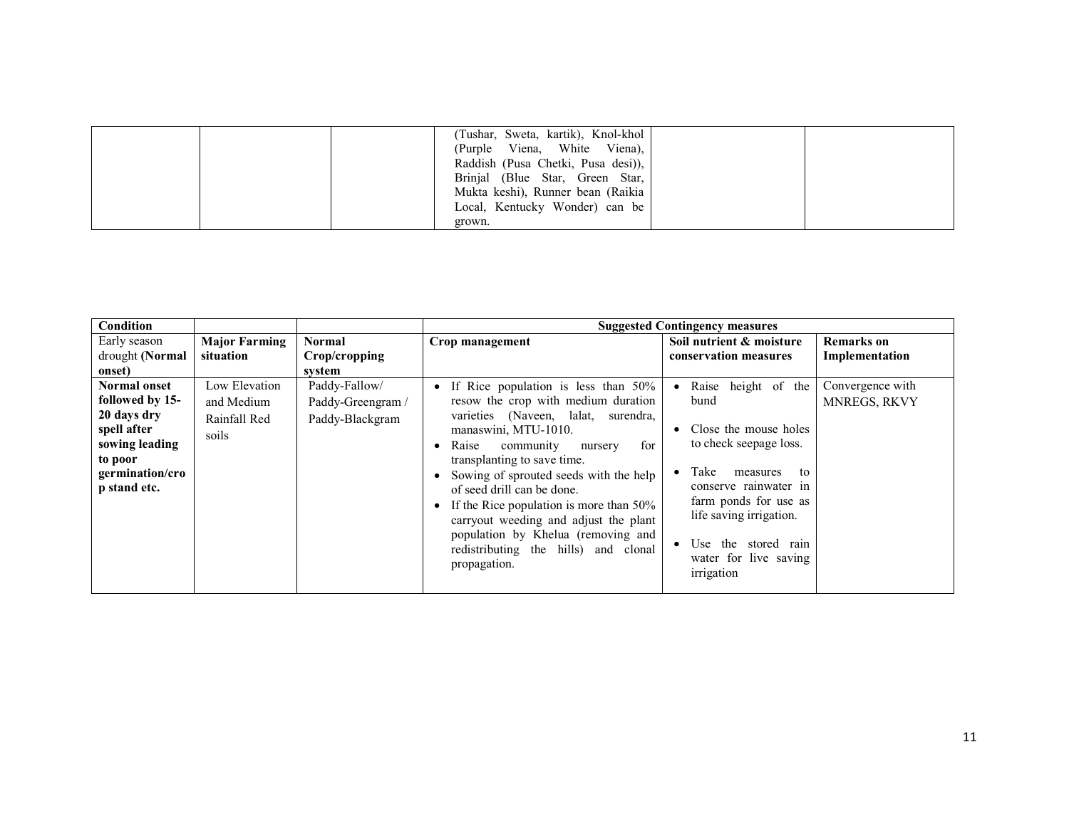| | | | (Tushar, Sweta, kartik), Knol-khol (Purple Viena, White Viena), Raddish (Pusa Chetki, Pusa desi)), Brinjal (Blue Star, Green Star, Mukta keshi), Runner bean (Raikia Local, Kentucky Wonder) can be grown. | | |
|---|---|---|---|---|---|

| **Condition** | | | **Suggested Contingency measures** | | |
|---|---|---|---|---|---|
| Early season drought **(Normal onset)** | **Major Farming situation** | **Normal Crop/cropping system** | **Crop management** | **Soil nutrient & moisture conservation measures** | **Remarks on Implementation** |
| **Normal onset followed by 15-20 days dry spell after sowing leading to poor germination/crop stand etc.** | Low Elevation and Medium Rainfall Red soils | Paddy-Fallow/ Paddy-Greengram / Paddy-Blackgram | • If Rice population is less than 50% resow the crop with medium duration varieties (Naveen, lalat, surendra, manaswini, MTU-1010.<br>• Raise community nursery for transplanting to save time.<br>• Sowing of sprouted seeds with the help of seed drill can be done.<br>• If the Rice population is more than 50% carryout weeding and adjust the plant population by Khelua (removing and redistributing the hills) and clonal propagation. | • Raise height of the bund<br>• Close the mouse holes to check seepage loss.<br>• Take measures to conserve rainwater in farm ponds for use as life saving irrigation.<br>• Use the stored rain water for live saving irrigation | Convergence with MNREGS, RKVY |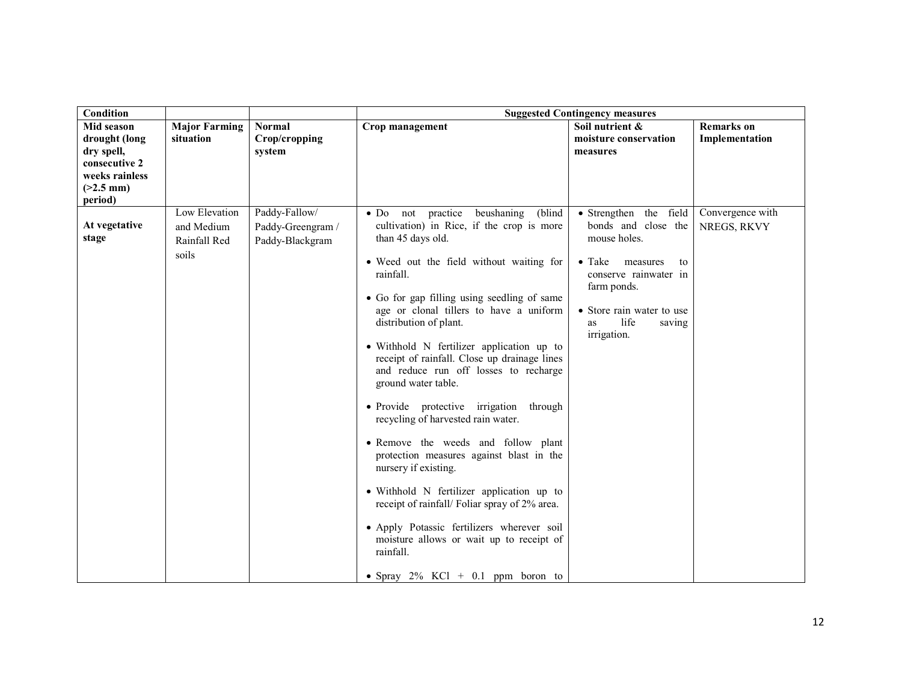| Condition | | | Suggested Contingency measures | | |
|---|---|---|---|---|---|
| **Mid season drought (long dry spell, consecutive 2 weeks rainless (>2.5 mm) period)** | **Major Farming situation** | **Normal Crop/cropping system** | **Crop management** | **Soil nutrient & moisture conservation measures** | **Remarks on Implementation** |
| **At vegetative stage** | Low Elevation and Medium Rainfall Red soils | Paddy-Fallow/ Paddy-Greengram / Paddy-Blackgram | • Do not practice beushaning (blind cultivation) in Rice, if the crop is more than 45 days old.<br>• Weed out the field without waiting for rainfall.<br>• Go for gap filling using seedling of same age or clonal tillers to have a uniform distribution of plant.<br>• Withhold N fertilizer application up to receipt of rainfall. Close up drainage lines and reduce run off losses to recharge ground water table.<br>• Provide protective irrigation through recycling of harvested rain water.<br>• Remove the weeds and follow plant protection measures against blast in the nursery if existing.<br>• Withhold N fertilizer application up to receipt of rainfall/ Foliar spray of 2% area.<br>• Apply Potassic fertilizers wherever soil moisture allows or wait up to receipt of rainfall.<br>• Spray 2% KCl + 0.1 ppm boron to | • Strengthen the field bonds and close the mouse holes.<br>• Take measures to conserve rainwater in farm ponds.<br>• Store rain water to use as life saving irrigation. | Convergence with NREGS, RKVY |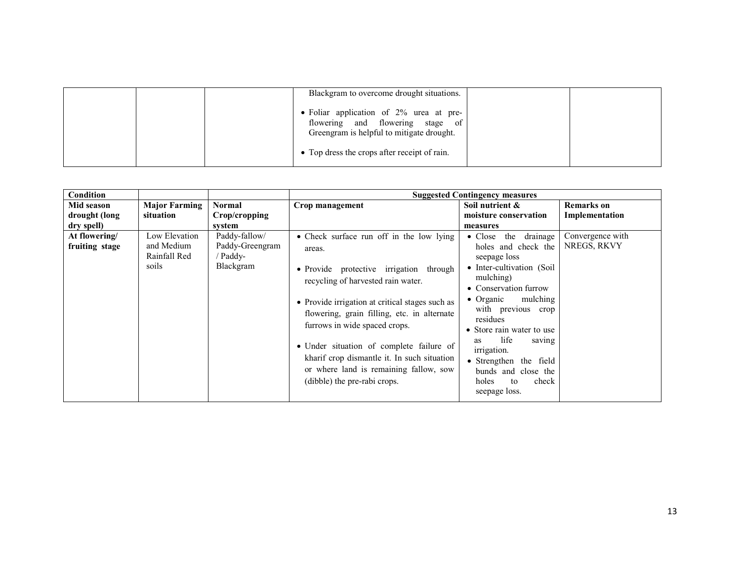| | | | Blackgram to overcome drought situations.<br><br>• Foliar application of 2% urea at pre-flowering and flowering stage of Greengram is helpful to mitigate drought.<br><br>• Top dress the crops after receipt of rain. | | |
|---|---|---|---|---|---|

| **Condition** | | | **Suggested Contingency measures** | | |
|---|---|---|---|---|---|
| **Mid season drought (long dry spell)** | **Major Farming situation** | **Normal Crop/cropping system** | **Crop management** | **Soil nutrient & moisture conservation measures** | **Remarks on Implementation** |
| **At flowering/ fruiting stage** | Low Elevation and Medium Rainfall Red soils | Paddy-fallow/ Paddy-Greengram / Paddy-Blackgram | • Check surface run off in the low lying areas.<br><br>• Provide protective irrigation through recycling of harvested rain water.<br><br>• Provide irrigation at critical stages such as flowering, grain filling, etc. in alternate furrows in wide spaced crops.<br><br>• Under situation of complete failure of kharif crop dismantle it. In such situation or where land is remaining fallow, sow (dibble) the pre-rabi crops. | • Close the drainage holes and check the seepage loss<br>• Inter-cultivation (Soil mulching)<br>• Conservation furrow<br>• Organic mulching with previous crop residues<br>• Store rain water to use as life saving irrigation.<br>• Strengthen the field bunds and close the holes to check seepage loss. | Convergence with NREGS, RKVY |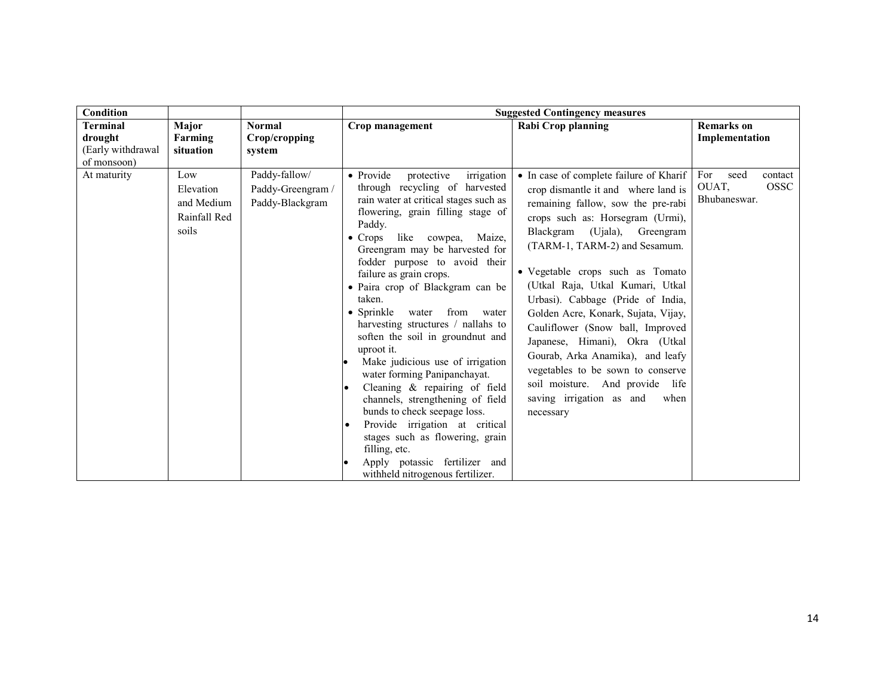| Condition | | | Suggested Contingency measures | | |
|---|---|---|---|---|---|
| **Terminal drought** (Early withdrawal of monsoon) | **Major Farming situation** | **Normal Crop/cropping system** | **Crop management** | **Rabi Crop planning** | **Remarks on Implementation** |
| At maturity | Low Elevation and Medium Rainfall Red soils | Paddy-fallow/ Paddy-Greengram / Paddy-Blackgram | • Provide protective irrigation through recycling of harvested rain water at critical stages such as flowering, grain filling stage of Paddy.<br>• Crops like cowpea, Maize, Greengram may be harvested for fodder purpose to avoid their failure as grain crops.<br>• Paira crop of Blackgram can be taken.<br>• Sprinkle water from water harvesting structures / nallahs to soften the soil in groundnut and uproot it.<br>• Make judicious use of irrigation water forming Panipanchayat.<br>• Cleaning & repairing of field channels, strengthening of field bunds to check seepage loss.<br>• Provide irrigation at critical stages such as flowering, grain filling, etc.<br>• Apply potassic fertilizer and withheld nitrogenous fertilizer. | • In case of complete failure of Kharif crop dismantle it and where land is remaining fallow, sow the pre-rabi crops such as: Horsegram (Urmi), Blackgram (Ujala), Greengram (TARM-1, TARM-2) and Sesamum.<br>• Vegetable crops such as Tomato (Utkal Raja, Utkal Kumari, Utkal Urbasi). Cabbage (Pride of India, Golden Acre, Konark, Sujata, Vijay, Cauliflower (Snow ball, Improved Japanese, Himani), Okra (Utkal Gourab, Arka Anamika), and leafy vegetables to be sown to conserve soil moisture. And provide life saving irrigation as and when necessary | For seed contact OUAT, OSSC Bhubaneswar. |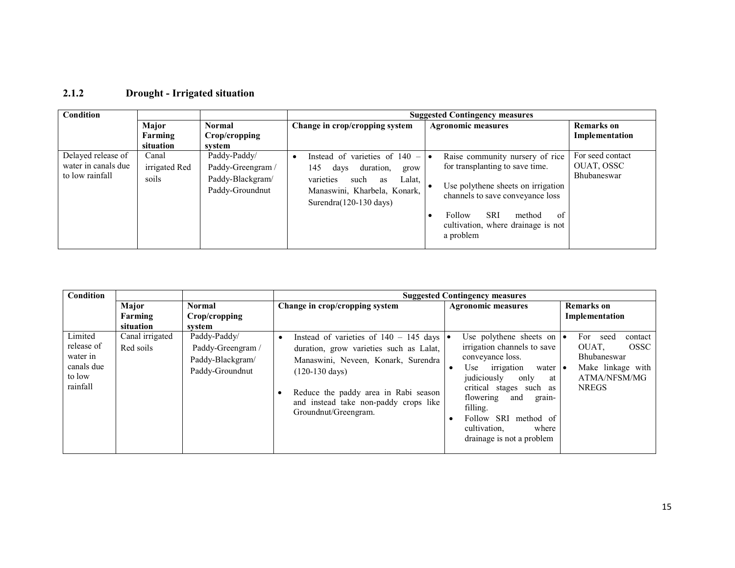### 2.1.2 Drought - Irrigated situation

| Condition | | | Suggested Contingency measures | | |
|---|---|---|---|---|---|
| | Major Farming situation | Normal Crop/cropping system | Change in crop/cropping system | Agronomic measures | Remarks on Implementation |
| Delayed release of water in canals due to low rainfall | Canal irrigated Red soils | Paddy-Paddy/ Paddy-Greengram / Paddy-Blackgram/ Paddy-Groundnut | • Instead of varieties of 140 – 145 days duration, grow varieties such as Lalat, Manaswini, Kharbela, Konark, Surendra(120-130 days) | • Raise community nursery of rice for transplanting to save time. <br> • Use polythene sheets on irrigation channels to save conveyance loss <br> • Follow SRI method of cultivation, where drainage is not a problem | For seed contact OUAT, OSSC Bhubaneswar |

| Condition | | | Suggested Contingency measures | | |
|---|---|---|---|---|---|
| | Major Farming situation | Normal Crop/cropping system | Change in crop/cropping system | Agronomic measures | Remarks on Implementation |
| Limited release of water in canals due to low rainfall | Canal irrigated Red soils | Paddy-Paddy/ Paddy-Greengram / Paddy-Blackgram/ Paddy-Groundnut | • Instead of varieties of 140 – 145 days duration, grow varieties such as Lalat, Manaswini, Neveen, Konark, Surendra (120-130 days) <br> • Reduce the paddy area in Rabi season and instead take non-paddy crops like Groundnut/Greengram. | • Use polythene sheets on irrigation channels to save conveyance loss. <br> • Use irrigation water judiciously only at critical stages such as flowering and grain-filling. <br> • Follow SRI method of cultivation, where drainage is not a problem | • For seed contact OUAT, OSSC Bhubaneswar <br> • Make linkage with ATMA/NFSM/MG NREGS |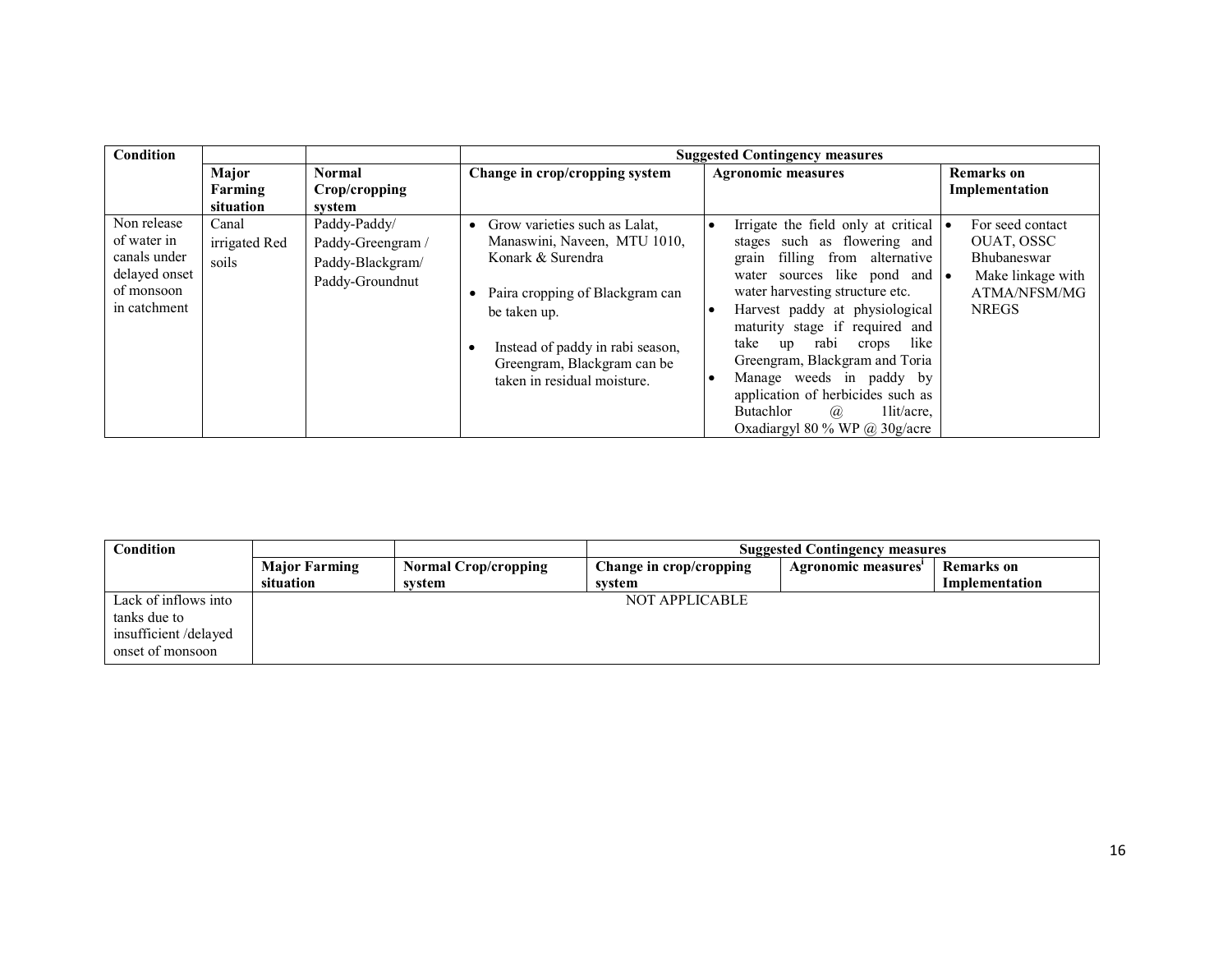| Condition | | | Suggested Contingency measures | | |
|---|---|---|---|---|---|
| | Major Farming situation | Normal Crop/cropping system | Change in crop/cropping system | Agronomic measures | Remarks on Implementation |
| Non release of water in canals under delayed onset of monsoon in catchment | Canal irrigated Red soils | Paddy-Paddy/ Paddy-Greengram / Paddy-Blackgram/ Paddy-Groundnut | • Grow varieties such as Lalat, Manaswini, Naveen, MTU 1010, Konark & Surendra<br>• Paira cropping of Blackgram can be taken up.<br>• Instead of paddy in rabi season, Greengram, Blackgram can be taken in residual moisture. | • Irrigate the field only at critical stages such as flowering and grain filling from alternative water sources like pond and water harvesting structure etc.<br>• Harvest paddy at physiological maturity stage if required and take up rabi crops like Greengram, Blackgram and Toria<br>• Manage weeds in paddy by application of herbicides such as Butachlor @ 1lit/acre, Oxadiargyl 80 % WP @ 30g/acre | • For seed contact OUAT, OSSC Bhubaneswar<br>• Make linkage with ATMA/NFSM/MG NREGS |

| Condition | | | Suggested Contingency measures | | |
|---|---|---|---|---|---|
| | Major Farming situation | Normal Crop/cropping system | Change in crop/cropping system | Agronomic measures[i] | Remarks on Implementation |
| Lack of inflows into tanks due to insufficient /delayed onset of monsoon | NOT APPLICABLE | | | | |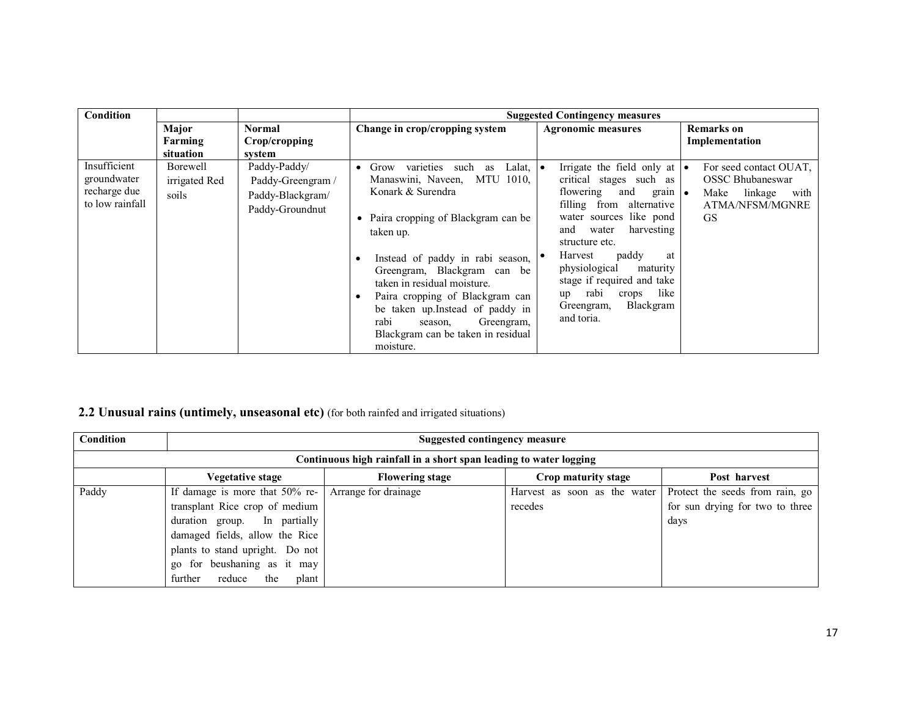| Condition | | | Suggested Contingency measures | | |
|---|---|---|---|---|---|
| | Major Farming situation | Normal Crop/cropping system | Change in crop/cropping system | Agronomic measures | Remarks on Implementation |
| Insufficient groundwater recharge due to low rainfall | Borewell irrigated Red soils | Paddy-Paddy/ Paddy-Greengram / Paddy-Blackgram/ Paddy-Groundnut | • Grow varieties such as Lalat, Manaswini, Naveen, MTU 1010, Konark & Surendra<br>• Paira cropping of Blackgram can be taken up.<br>• Instead of paddy in rabi season, Greengram, Blackgram can be taken in residual moisture.<br>• Paira cropping of Blackgram can be taken up.Instead of paddy in rabi season, Greengram, Blackgram can be taken in residual moisture. | • Irrigate the field only at critical stages such as flowering and grain filling from alternative water sources like pond and water harvesting structure etc.<br>• Harvest paddy at physiological maturity stage if required and take up rabi crops like Greengram, Blackgram and toria. | • For seed contact OUAT, OSSC Bhubaneswar<br>• Make linkage with ATMA/NFSM/MGNREGS |

## 2.2 Unusual rains (untimely, unseasonal etc) (for both rainfed and irrigated situations)

| Condition | Suggested contingency measure | | | |
|---|---|---|---|---|
| Continuous high rainfall in a short span leading to water logging | | | | |
| | Vegetative stage | Flowering stage | Crop maturity stage | Post harvest |
| Paddy | If damage is more that 50% re-transplant Rice crop of medium duration group. In partially damaged fields, allow the Rice plants to stand upright. Do not go for beushaning as it may further reduce the plant | Arrange for drainage | Harvest as soon as the water recedes | Protect the seeds from rain, go for sun drying for two to three days |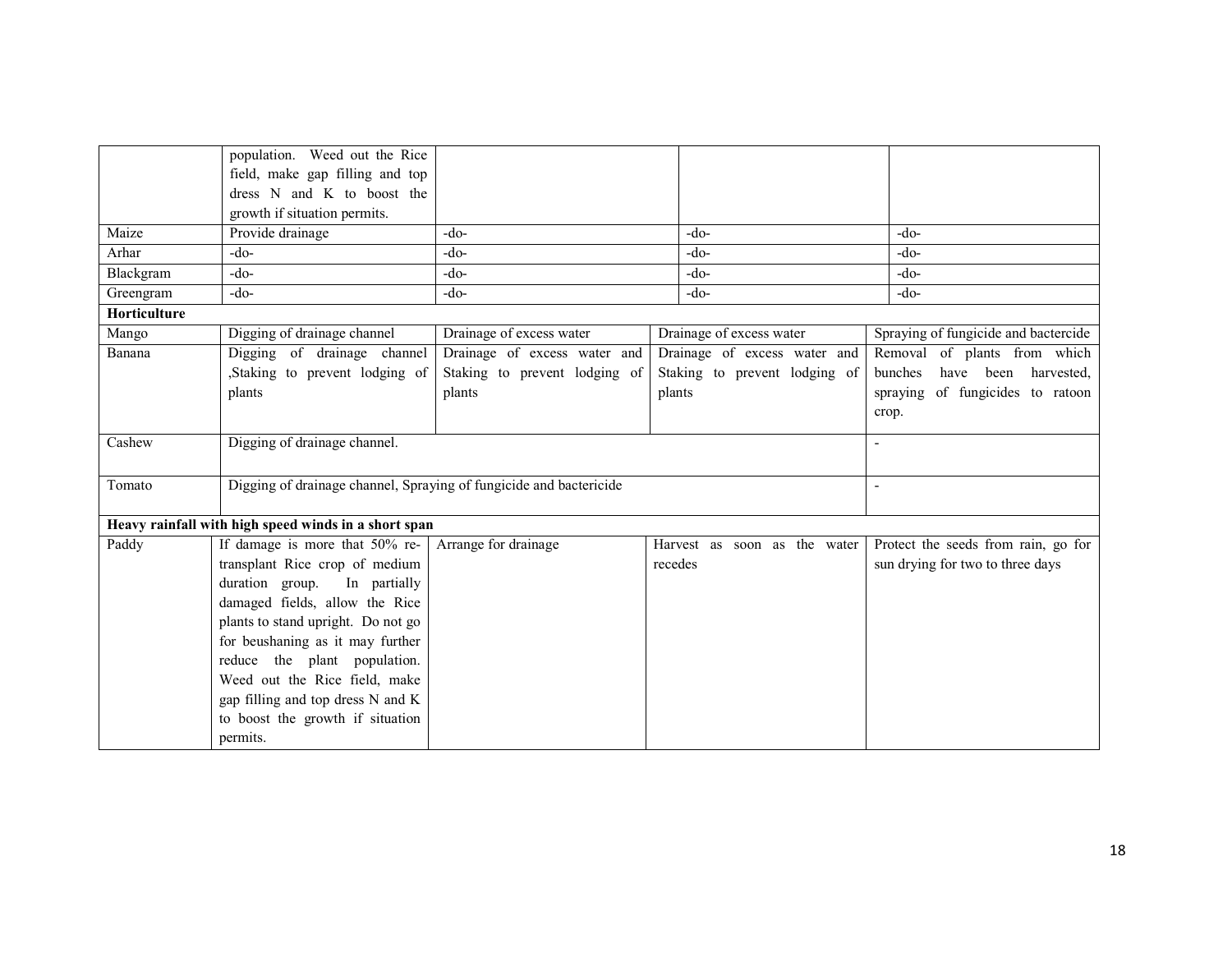| | | | | |
|---|---|---|---|---|
| | population. Weed out the Rice field, make gap filling and top dress N and K to boost the growth if situation permits. | | | |
| Maize | Provide drainage | -do- | -do- | -do- |
| Arhar | -do- | -do- | -do- | -do- |
| Blackgram | -do- | -do- | -do- | -do- |
| Greengram | -do- | -do- | -do- | -do- |
| **Horticulture** | | | | |
| Mango | Digging of drainage channel | Drainage of excess water | Drainage of excess water | Spraying of fungicide and bactercide |
| Banana | Digging of drainage channel ,Staking to prevent lodging of plants | Drainage of excess water and Staking to prevent lodging of plants | Drainage of excess water and Staking to prevent lodging of plants | Removal of plants from which bunches have been harvested, spraying of fungicides to ratoon crop. |
| Cashew | Digging of drainage channel. | | | - |
| Tomato | Digging of drainage channel, Spraying of fungicide and bactericide | | | - |
| **Heavy rainfall with high speed winds in a short span** | | | | |
| Paddy | If damage is more that 50% re-transplant Rice crop of medium duration group. In partially damaged fields, allow the Rice plants to stand upright. Do not go for beushaning as it may further reduce the plant population. Weed out the Rice field, make gap filling and top dress N and K to boost the growth if situation permits. | Arrange for drainage | Harvest as soon as the water recedes | Protect the seeds from rain, go for sun drying for two to three days |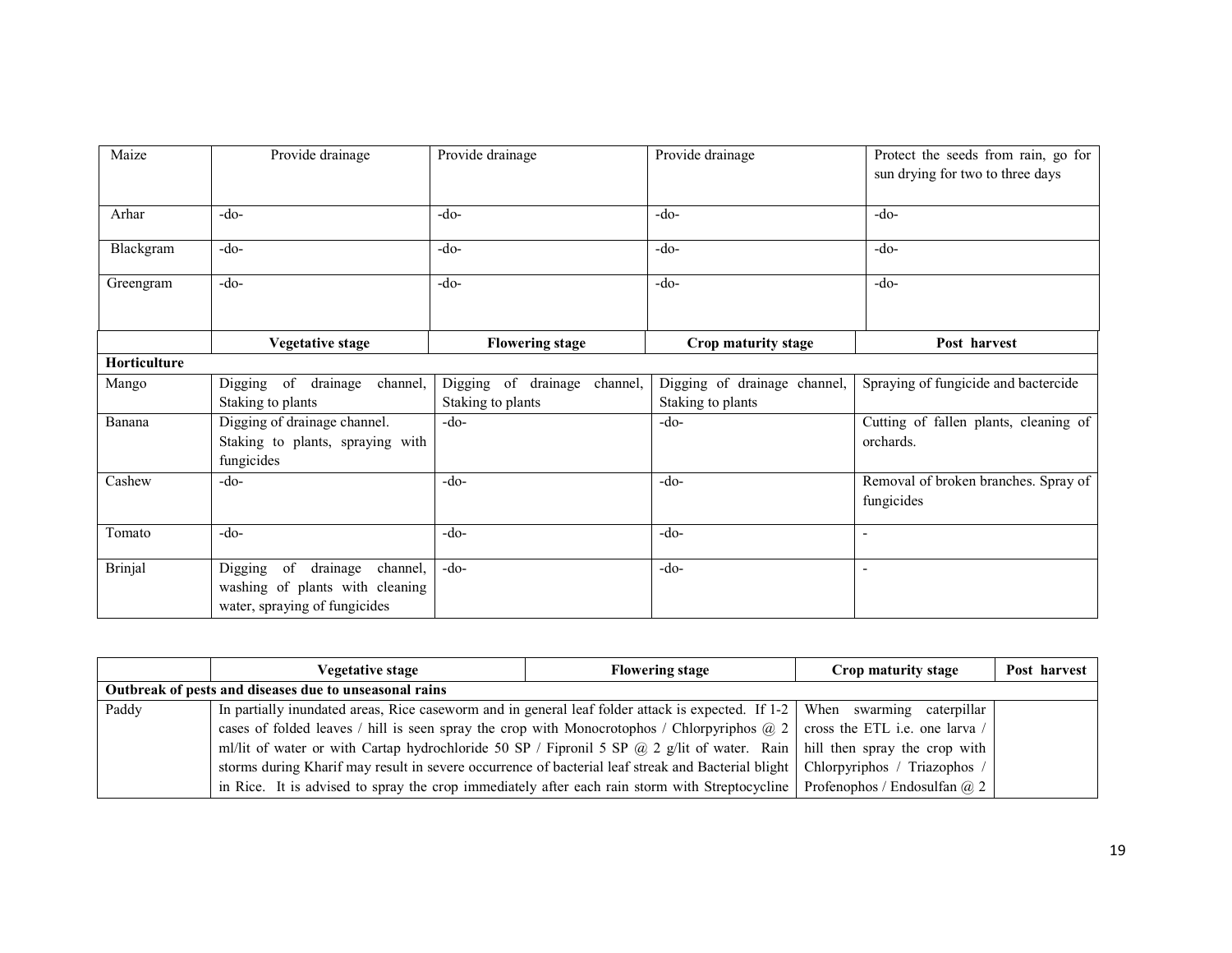| Maize | Provide drainage | Provide drainage | Provide drainage | Protect the seeds from rain, go for sun drying for two to three days |
|---|---|---|---|---|
| Arhar | -do- | -do- | -do- | -do- |
| Blackgram | -do- | -do- | -do- | -do- |
| Greengram | -do- | -do- | -do- | -do- |

| | Vegetative stage | Flowering stage | Crop maturity stage | Post harvest |
|---|---|---|---|---|
| **Horticulture** | | | | |
| Mango | Digging of drainage channel, Staking to plants | Digging of drainage channel, Staking to plants | Digging of drainage channel, Staking to plants | Spraying of fungicide and bactercide |
| Banana | Digging of drainage channel. Staking to plants, spraying with fungicides | -do- | -do- | Cutting of fallen plants, cleaning of orchards. |
| Cashew | -do- | -do- | -do- | Removal of broken branches. Spray of fungicides |
| Tomato | -do- | -do- | -do- | - |
| Brinjal | Digging of drainage channel, washing of plants with cleaning water, spraying of fungicides | -do- | -do- | - |

| | Vegetative stage | Flowering stage | Crop maturity stage | Post harvest |
|---|---|---|---|---|
| **Outbreak of pests and diseases due to unseasonal rains** | | | | |
| Paddy | In partially inundated areas, Rice caseworm and in general leaf folder attack is expected. If 1-2 cases of folded leaves / hill is seen spray the crop with Monocrotophos / Chlorpyriphos @ 2 ml/lit of water or with Cartap hydrochloride 50 SP / Fipronil 5 SP @ 2 g/lit of water. Rain storms during Kharif may result in severe occurrence of bacterial leaf streak and Bacterial blight in Rice. It is advised to spray the crop immediately after each rain storm with Streptocycline | | When swarming caterpillar cross the ETL i.e. one larva / hill then spray the crop with Chlorpyriphos / Triazophos / Profenophos / Endosulfan @ 2 | |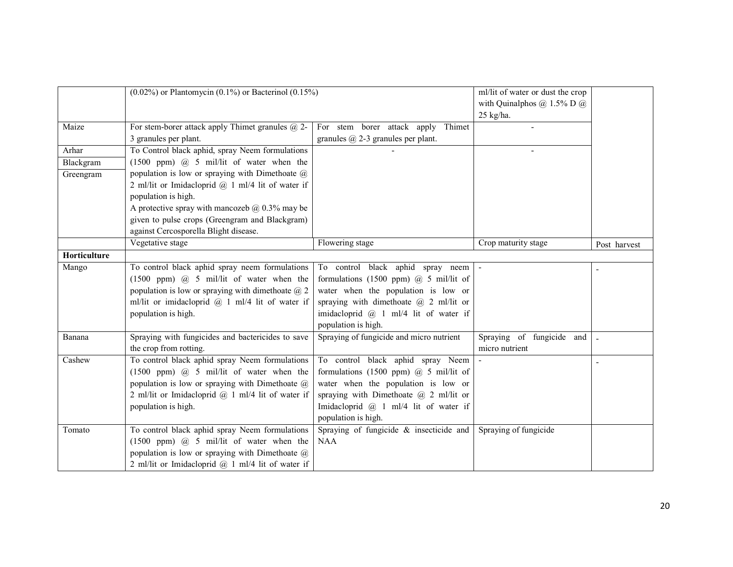|  |  |  |  |  |
|---|---|---|---|---|
|  | (0.02%) or Plantomycin (0.1%) or Bacterinol (0.15%) |  | ml/lit of water or dust the crop with Quinalphos @ 1.5% D @ 25 kg/ha. |  |
| Maize | For stem-borer attack apply Thimet granules @ 2-3 granules per plant. | For stem borer attack apply Thimet granules @ 2-3 granules per plant. | - |  |
| Arhar<br>Blackgram<br>Greengram | To Control black aphid, spray Neem formulations (1500 ppm) @ 5 mil/lit of water when the population is low or spraying with Dimethoate @ 2 ml/lit or Imidacloprid @ 1 ml/4 lit of water if population is high.<br>A protective spray with mancozeb @ 0.3% may be given to pulse crops (Greengram and Blackgram) against Cercosporella Blight disease. | - | - |  |
|  | Vegetative stage | Flowering stage | Crop maturity stage | Post harvest |
| **Horticulture** |  |  |  |  |
| Mango | To control black aphid spray neem formulations (1500 ppm) @ 5 mil/lit of water when the population is low or spraying with dimethoate @ 2 ml/lit or imidacloprid @ 1 ml/4 lit of water if population is high. | To control black aphid spray neem formulations (1500 ppm) @ 5 mil/lit of water when the population is low or spraying with dimethoate @ 2 ml/lit or imidacloprid @ 1 ml/4 lit of water if population is high. | - | - |
| Banana | Spraying with fungicides and bactericides to save the crop from rotting. | Spraying of fungicide and micro nutrient | Spraying of fungicide and micro nutrient | - |
| Cashew | To control black aphid spray Neem formulations (1500 ppm) @ 5 mil/lit of water when the population is low or spraying with Dimethoate @ 2 ml/lit or Imidacloprid @ 1 ml/4 lit of water if population is high. | To control black aphid spray Neem formulations (1500 ppm) @ 5 mil/lit of water when the population is low or spraying with Dimethoate @ 2 ml/lit or Imidacloprid @ 1 ml/4 lit of water if population is high. | - | - |
| Tomato | To control black aphid spray Neem formulations (1500 ppm) @ 5 mil/lit of water when the population is low or spraying with Dimethoate @ 2 ml/lit or Imidacloprid @ 1 ml/4 lit of water if | Spraying of fungicide & insecticide and NAA | Spraying of fungicide |  |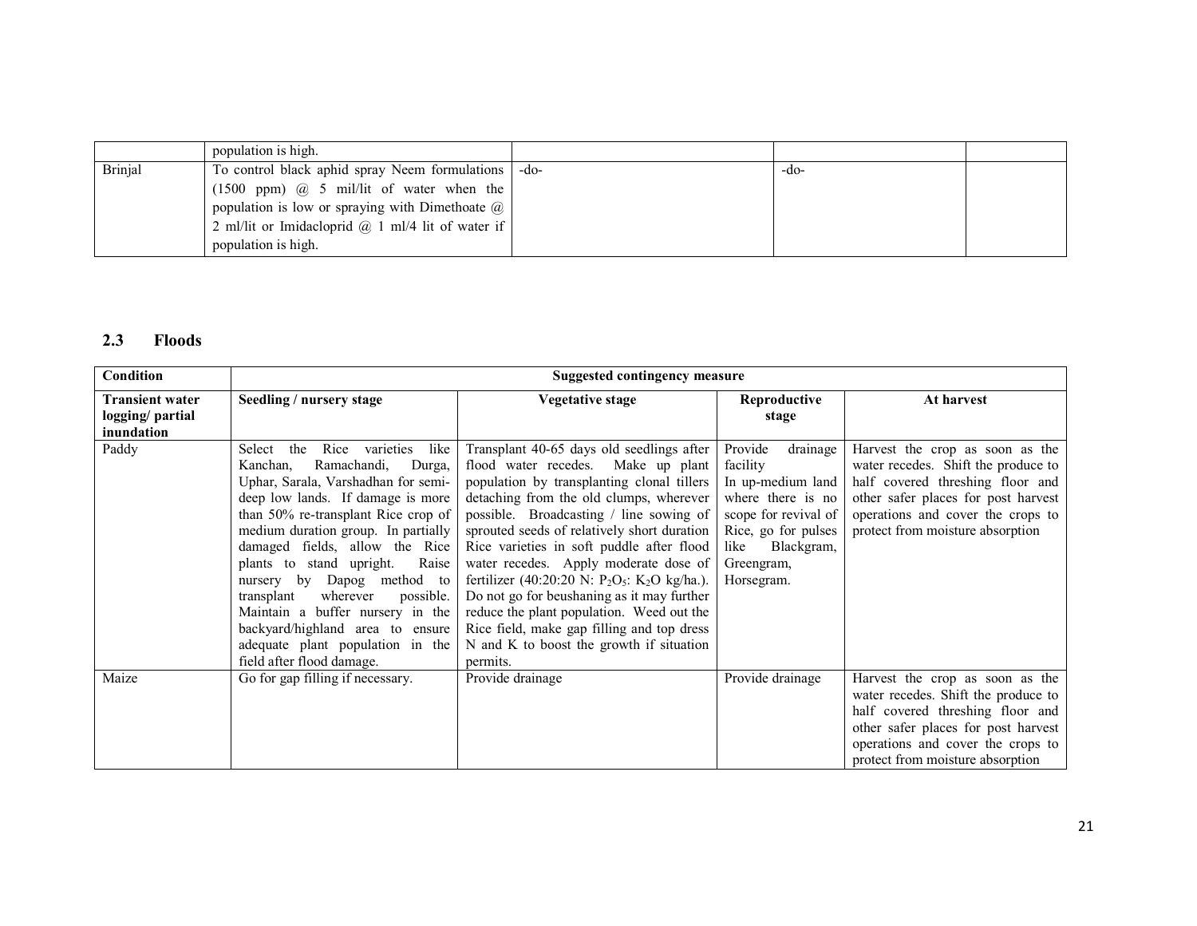| | population is high. | | | |
|---|---|---|---|---|
| Brinjal | To control black aphid spray Neem formulations (1500 ppm) @ 5 mil/lit of water when the population is low or spraying with Dimethoate @ 2 ml/lit or Imidacloprid @ 1 ml/4 lit of water if population is high. | -do- | -do- | |

## 2.3 Floods

| Condition | Suggested contingency measure | | | |
|---|---|---|---|---|
| **Transient water logging/ partial inundation** | **Seedling / nursery stage** | **Vegetative stage** | **Reproductive stage** | **At harvest** |
| Paddy | Select the Rice varieties like Kanchan, Ramachandi, Durga, Uphar, Sarala, Varshadhan for semi-deep low lands. If damage is more than 50% re-transplant Rice crop of medium duration group. In partially damaged fields, allow the Rice plants to stand upright. Raise nursery by Dapog method to transplant wherever possible. Maintain a buffer nursery in the backyard/highland area to ensure adequate plant population in the field after flood damage. | Transplant 40-65 days old seedlings after flood water recedes. Make up plant population by transplanting clonal tillers detaching from the old clumps, wherever possible. Broadcasting / line sowing of sprouted seeds of relatively short duration Rice varieties in soft puddle after flood water recedes. Apply moderate dose of fertilizer (40:20:20 N: $P_2O_5$: $K_2O$ kg/ha.). Do not go for beushaning as it may further reduce the plant population. Weed out the Rice field, make gap filling and top dress N and K to boost the growth if situation permits. | Provide drainage facility In up-medium land where there is no scope for revival of Rice, go for pulses like Blackgram, Greengram, Horsegram. | Harvest the crop as soon as the water recedes. Shift the produce to half covered threshing floor and other safer places for post harvest operations and cover the crops to protect from moisture absorption |
| Maize | Go for gap filling if necessary. | Provide drainage | Provide drainage | Harvest the crop as soon as the water recedes. Shift the produce to half covered threshing floor and other safer places for post harvest operations and cover the crops to protect from moisture absorption |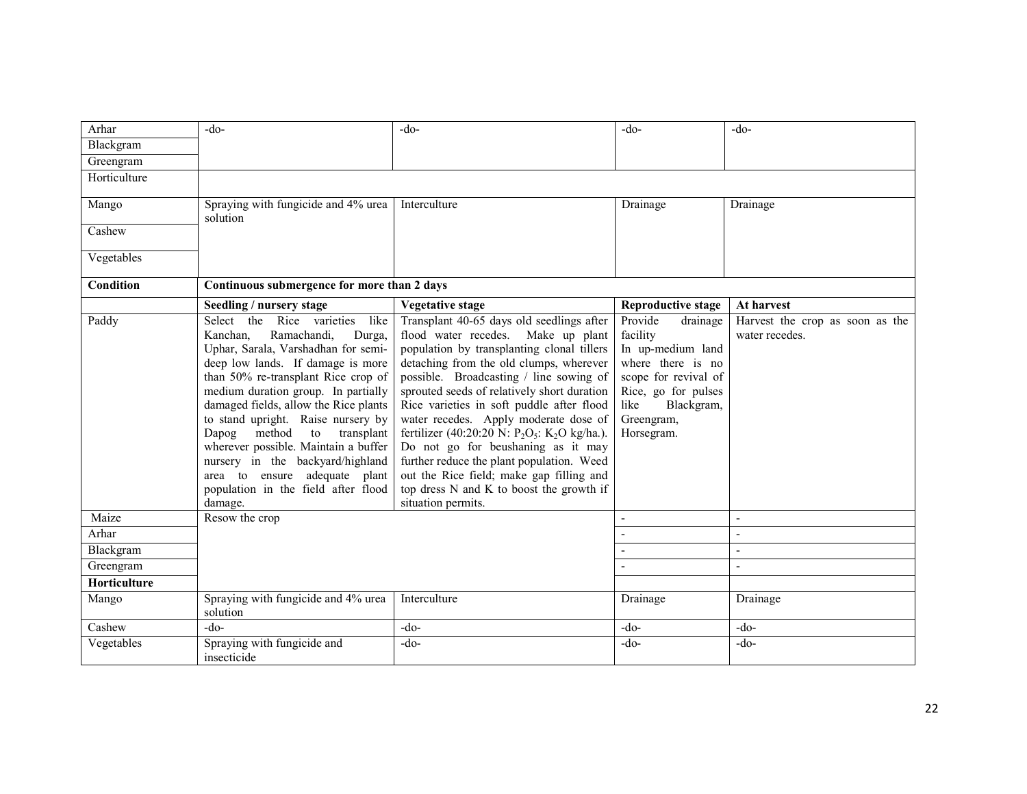| | | | | |
|---|---|---|---|---|
| Arhar | -do- | -do- | -do- | -do- |
| Blackgram | | | | |
| Greengram | | | | |
| Horticulture | | | | |
| Mango | Spraying with fungicide and 4% urea solution | Interculture | Drainage | Drainage |
| Cashew | | | | |
| Vegetables | | | | |
| **Condition** | **Continuous submergence for more than 2 days** | | | |
| | **Seedling / nursery stage** | **Vegetative stage** | **Reproductive stage** | **At harvest** |
| Paddy | Select the Rice varieties like Kanchan, Ramachandi, Durga, Uphar, Sarala, Varshadhan for semi-deep low lands. If damage is more than 50% re-transplant Rice crop of medium duration group. In partially damaged fields, allow the Rice plants to stand upright. Raise nursery by Dapog method to transplant wherever possible. Maintain a buffer nursery in the backyard/highland area to ensure adequate plant population in the field after flood damage. | Transplant 40-65 days old seedlings after flood water recedes. Make up plant population by transplanting clonal tillers detaching from the old clumps, wherever possible. Broadcasting / line sowing of sprouted seeds of relatively short duration Rice varieties in soft puddle after flood water recedes. Apply moderate dose of fertilizer (40:20:20 N: $P_2O_5$: $K_2O$ kg/ha.). Do not go for beushaning as it may further reduce the plant population. Weed out the Rice field; make gap filling and top dress N and K to boost the growth if situation permits. | Provide drainage facility In up-medium land where there is no scope for revival of Rice, go for pulses like Blackgram, Greengram, Horsegram. | Harvest the crop as soon as the water recedes. |
| Maize | Resow the crop | | - | - |
| Arhar | | | - | - |
| Blackgram | | | - | - |
| Greengram | | | - | - |
| **Horticulture** | | | | |
| Mango | Spraying with fungicide and 4% urea solution | Interculture | Drainage | Drainage |
| Cashew | -do- | -do- | -do- | -do- |
| Vegetables | Spraying with fungicide and insecticide | -do- | -do- | -do- |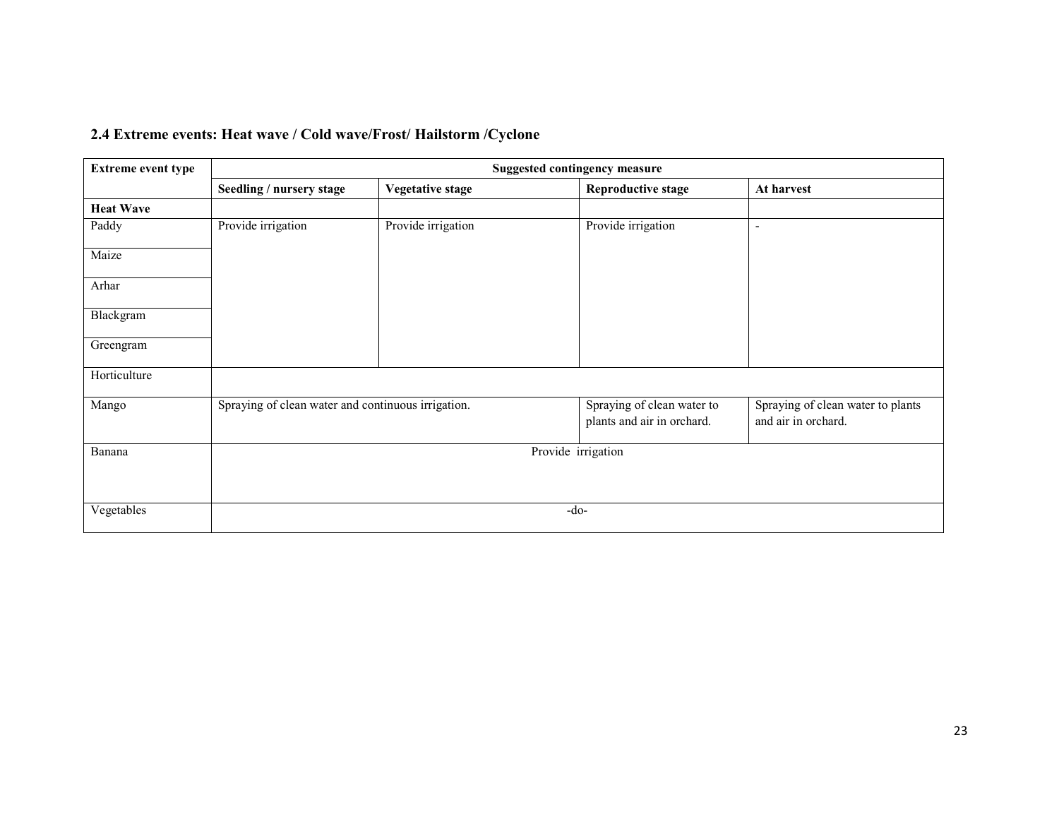## 2.4 Extreme events: Heat wave / Cold wave/Frost/ Hailstorm /Cyclone

| Extreme event type | Suggested contingency measure | | | |
|---|---|---|---|---|
| | **Seedling / nursery stage** | **Vegetative stage** | **Reproductive stage** | **At harvest** |
| **Heat Wave** | | | | |
| Paddy | Provide irrigation | Provide irrigation | Provide irrigation | - |
| Maize | | | | |
| Arhar | | | | |
| Blackgram | | | | |
| Greengram | | | | |
| Horticulture | | | | |
| Mango | Spraying of clean water and continuous irrigation. | | Spraying of clean water to plants and air in orchard. | Spraying of clean water to plants and air in orchard. |
| Banana | Provide irrigation | | | |
| Vegetables | -do- | | | |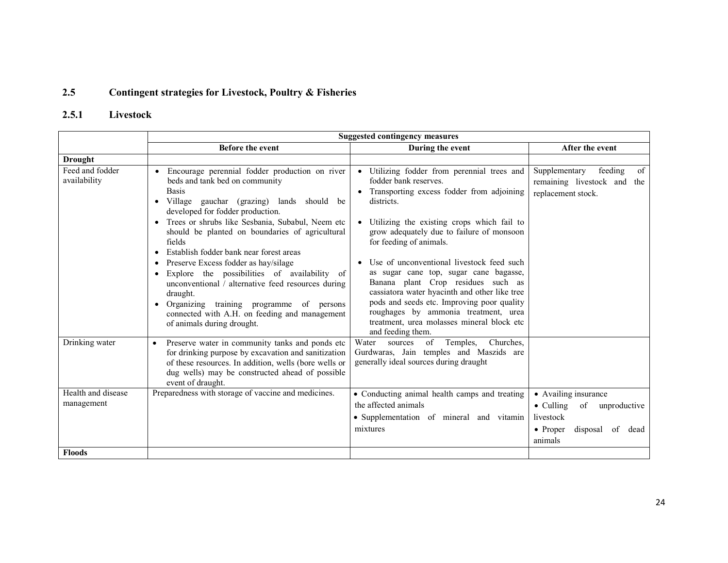## 2.5 Contingent strategies for Livestock, Poultry & Fisheries

### 2.5.1 Livestock

| | Suggested contingency measures | | |
|---|---|---|---|
| | **Before the event** | **During the event** | **After the event** |
| **Drought** | | | |
| Feed and fodder availability | • Encourage perennial fodder production on river beds and tank bed on community Basis<br>• Village gauchar (grazing) lands should be developed for fodder production.<br>• Trees or shrubs like Sesbania, Subabul, Neem etc should be planted on boundaries of agricultural fields<br>• Establish fodder bank near forest areas<br>• Preserve Excess fodder as hay/silage<br>• Explore the possibilities of availability of unconventional / alternative feed resources during draught.<br>• Organizing training programme of persons connected with A.H. on feeding and management of animals during drought. | • Utilizing fodder from perennial trees and fodder bank reserves.<br>• Transporting excess fodder from adjoining districts.<br>• Utilizing the existing crops which fail to grow adequately due to failure of monsoon for feeding of animals.<br>• Use of unconventional livestock feed such as sugar cane top, sugar cane bagasse, Banana plant Crop residues such as cassiatora water hyacinth and other like tree pods and seeds etc. Improving poor quality roughages by ammonia treatment, urea treatment, urea molasses mineral block etc and feeding them. | Supplementary feeding of remaining livestock and the replacement stock. |
| Drinking water | • Preserve water in community tanks and ponds etc for drinking purpose by excavation and sanitization of these resources. In addition, wells (bore wells or dug wells) may be constructed ahead of possible event of draught. | Water sources of Temples, Churches, Gurdwaras, Jain temples and Maszids are generally ideal sources during draught | |
| Health and disease management | Preparedness with storage of vaccine and medicines. | • Conducting animal health camps and treating the affected animals<br>• Supplementation of mineral and vitamin mixtures | • Availing insurance<br>• Culling of unproductive livestock<br>• Proper disposal of dead animals |
| **Floods** | | | |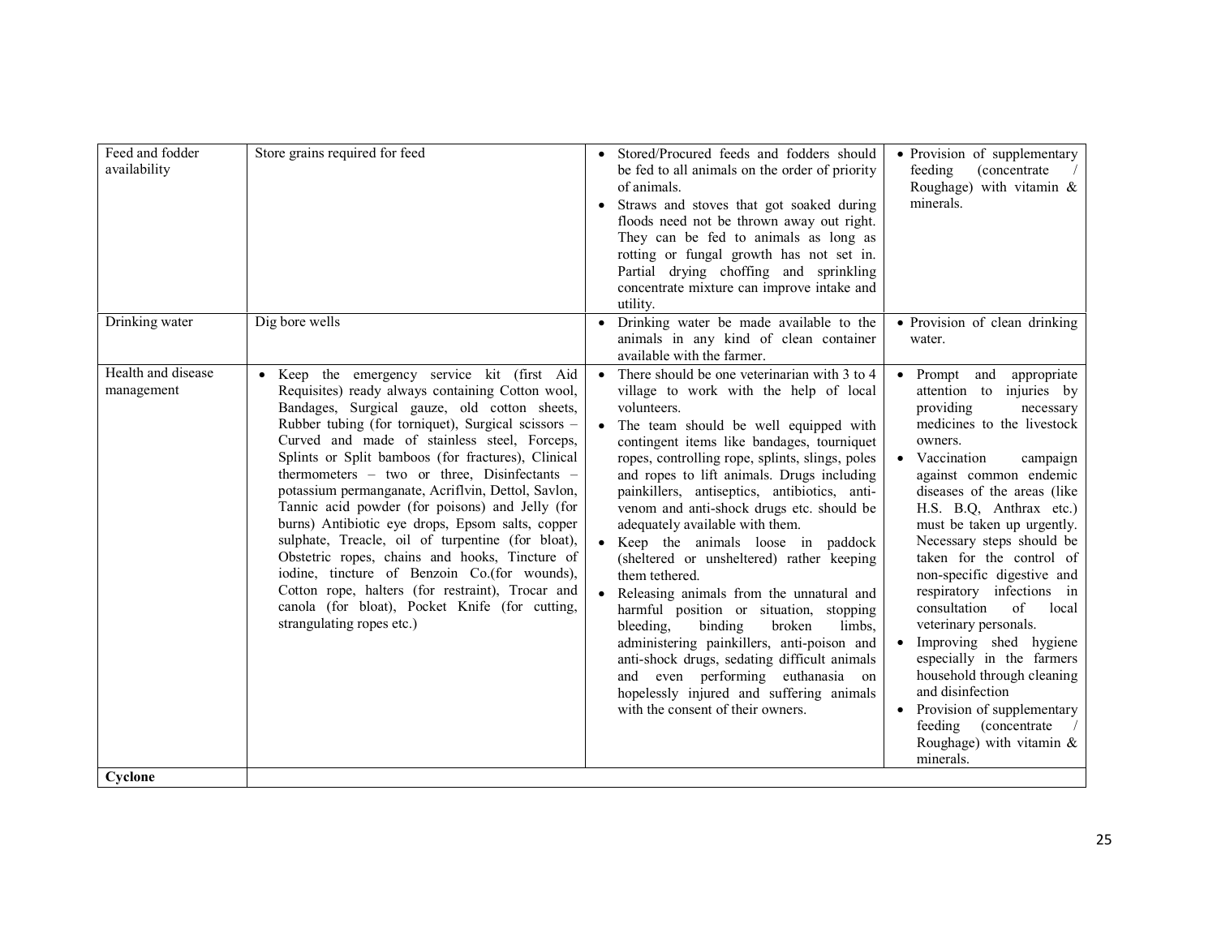| Feed and fodder availability | Store grains required for feed | • Stored/Procured feeds and fodders should be fed to all animals on the order of priority of animals.<br>• Straws and stoves that got soaked during floods need not be thrown away out right. They can be fed to animals as long as rotting or fungal growth has not set in. Partial drying choffing and sprinkling concentrate mixture can improve intake and utility. | • Provision of supplementary feeding (concentrate / Roughage) with vitamin & minerals. |
|---|---|---|---|
| Drinking water | Dig bore wells | • Drinking water be made available to the animals in any kind of clean container available with the farmer. | • Provision of clean drinking water. |
| Health and disease management | • Keep the emergency service kit (first Aid Requisites) ready always containing Cotton wool, Bandages, Surgical gauze, old cotton sheets, Rubber tubing (for torniquet), Surgical scissors – Curved and made of stainless steel, Forceps, Splints or Split bamboos (for fractures), Clinical thermometers – two or three, Disinfectants – potassium permanganate, Acriflvin, Dettol, Savlon, Tannic acid powder (for poisons) and Jelly (for burns) Antibiotic eye drops, Epsom salts, copper sulphate, Treacle, oil of turpentine (for bloat), Obstetric ropes, chains and hooks, Tincture of iodine, tincture of Benzoin Co.(for wounds), Cotton rope, halters (for restraint), Trocar and canola (for bloat), Pocket Knife (for cutting, strangulating ropes etc.) | • There should be one veterinarian with 3 to 4 village to work with the help of local volunteers.<br>• The team should be well equipped with contingent items like bandages, tourniquet ropes, controlling rope, splints, slings, poles and ropes to lift animals. Drugs including painkillers, antiseptics, antibiotics, anti-venom and anti-shock drugs etc. should be adequately available with them.<br>• Keep the animals loose in paddock (sheltered or unsheltered) rather keeping them tethered.<br>• Releasing animals from the unnatural and harmful position or situation, stopping bleeding, binding broken limbs, administering painkillers, anti-poison and anti-shock drugs, sedating difficult animals and even performing euthanasia on hopelessly injured and suffering animals with the consent of their owners. | • Prompt and appropriate attention to injuries by providing necessary medicines to the livestock owners.<br>• Vaccination campaign against common endemic diseases of the areas (like H.S. B.Q, Anthrax etc.) must be taken up urgently. Necessary steps should be taken for the control of non-specific digestive and respiratory infections in consultation of local veterinary personals.<br>• Improving shed hygiene especially in the farmers household through cleaning and disinfection<br>• Provision of supplementary feeding (concentrate / Roughage) with vitamin & minerals. |
| **Cyclone** | | | |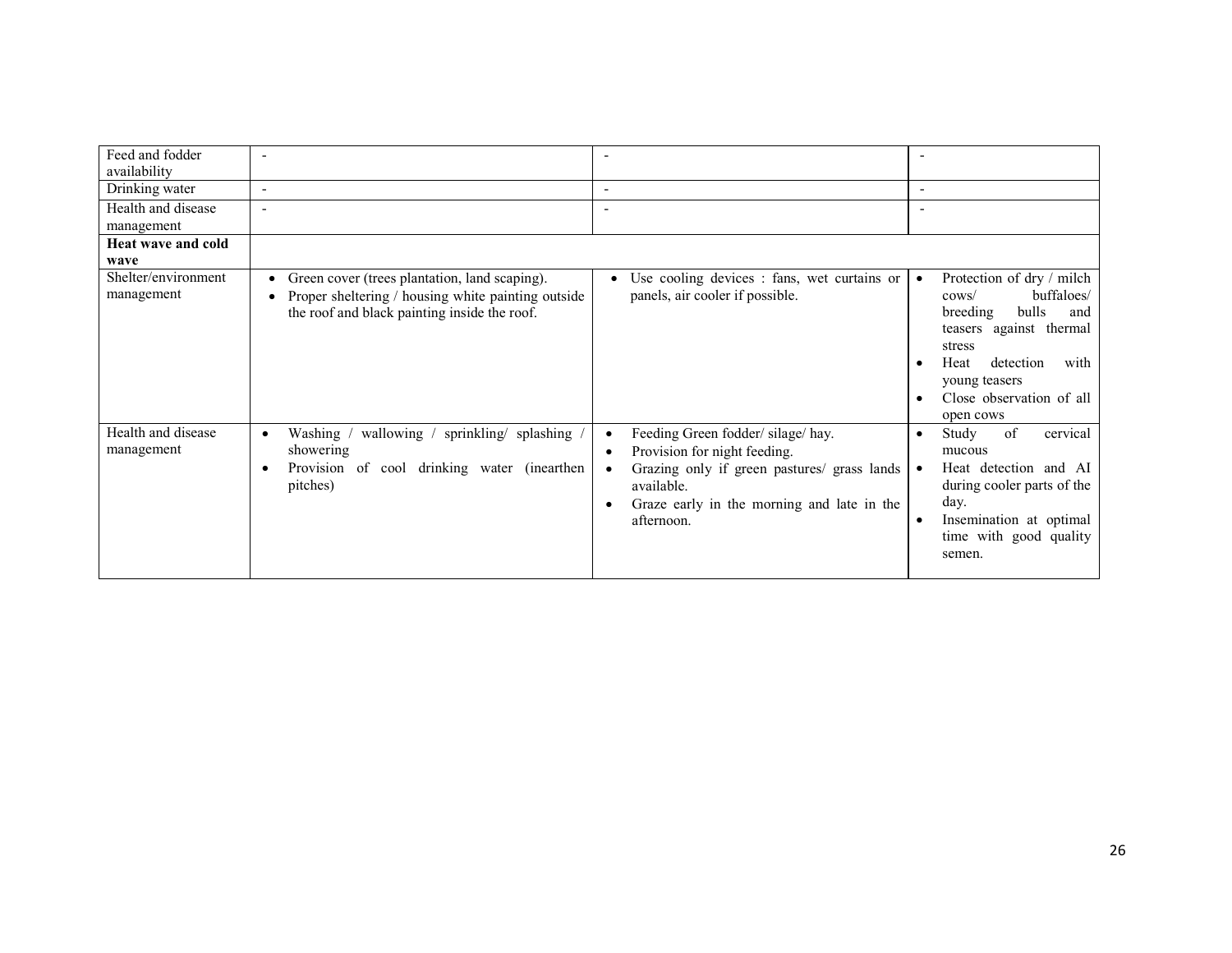| Feed and fodder availability | - | - | - |
|---|---|---|---|
| Drinking water | - | - | - |
| Health and disease management | - | - | - |
| **Heat wave and cold wave** | | | |
| Shelter/environment management | • Green cover (trees plantation, land scaping).<br>• Proper sheltering / housing white painting outside the roof and black painting inside the roof. | • Use cooling devices : fans, wet curtains or panels, air cooler if possible. | • Protection of dry / milch cows/ buffaloes/ breeding bulls and teasers against thermal stress<br>• Heat detection with young teasers<br>• Close observation of all open cows |
| Health and disease management | • Washing / wallowing / sprinkling/ splashing / showering<br>• Provision of cool drinking water (inearthen pitches) | • Feeding Green fodder/ silage/ hay.<br>• Provision for night feeding.<br>• Grazing only if green pastures/ grass lands available.<br>• Graze early in the morning and late in the afternoon. | • Study of cervical mucous<br>• Heat detection and AI during cooler parts of the day.<br>• Insemination at optimal time with good quality semen. |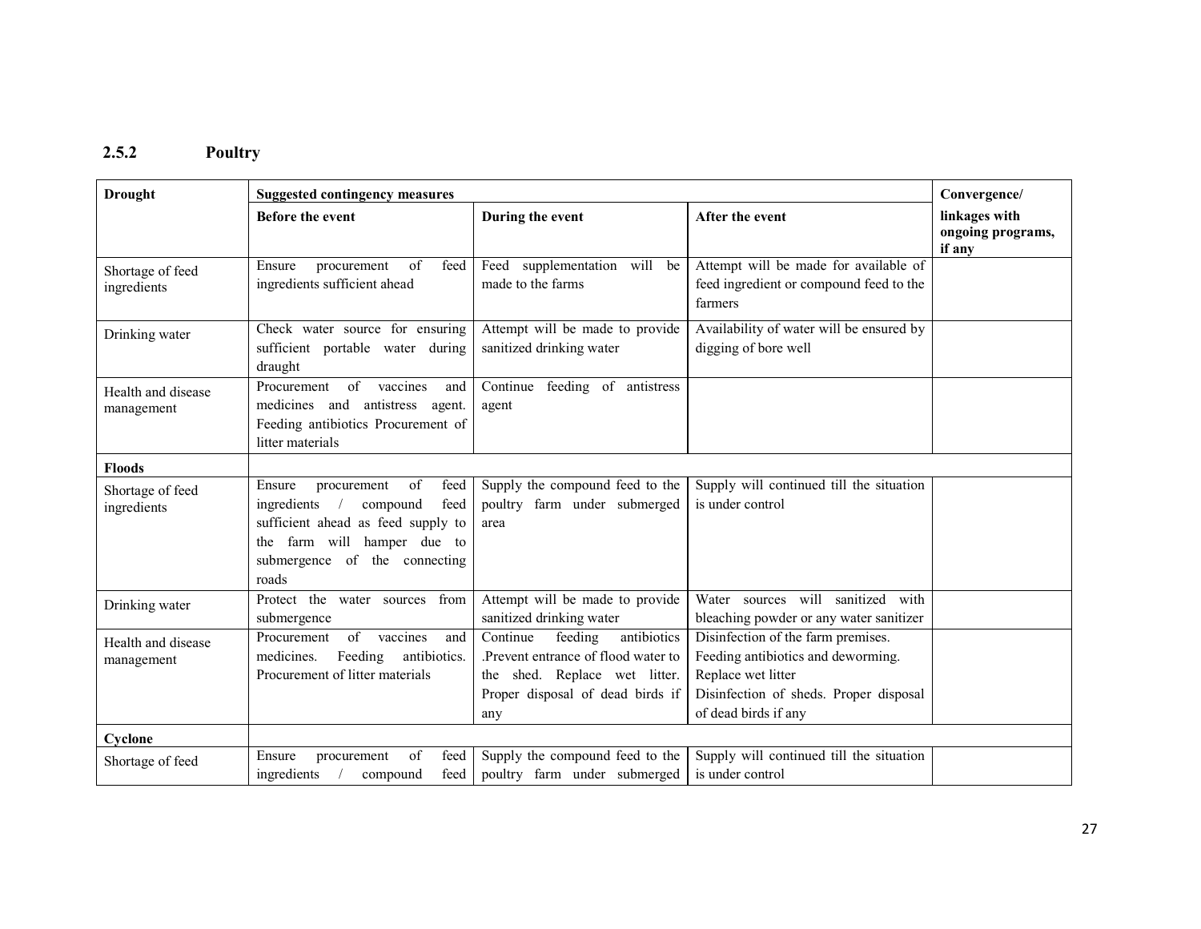### 2.5.2 Poultry

| Drought | Suggested contingency measures | | | Convergence/ linkages with ongoing programs, if any |
|---|---|---|---|---|
| | Before the event | During the event | After the event | |
| Shortage of feed ingredients | Ensure procurement of feed ingredients sufficient ahead | Feed supplementation will be made to the farms | Attempt will be made for available of feed ingredient or compound feed to the farmers | |
| Drinking water | Check water source for ensuring sufficient portable water during draught | Attempt will be made to provide sanitized drinking water | Availability of water will be ensured by digging of bore well | |
| Health and disease management | Procurement of vaccines and medicines and antistress agent. Feeding antibiotics Procurement of litter materials | Continue feeding of antistress agent | | |
| **Floods** | | | | |
| Shortage of feed ingredients | Ensure procurement of feed ingredients / compound feed sufficient ahead as feed supply to the farm will hamper due to submergence of the connecting roads | Supply the compound feed to the poultry farm under submerged area | Supply will continued till the situation is under control | |
| Drinking water | Protect the water sources from submergence | Attempt will be made to provide sanitized drinking water | Water sources will sanitized with bleaching powder or any water sanitizer | |
| Health and disease management | Procurement of vaccines and medicines. Feeding antibiotics. Procurement of litter materials | Continue feeding antibiotics .Prevent entrance of flood water to the shed. Replace wet litter. Proper disposal of dead birds if any | Disinfection of the farm premises. Feeding antibiotics and deworming. Replace wet litter Disinfection of sheds. Proper disposal of dead birds if any | |
| **Cyclone** | | | | |
| Shortage of feed | Ensure procurement of feed ingredients / compound feed | Supply the compound feed to the poultry farm under submerged | Supply will continued till the situation is under control | |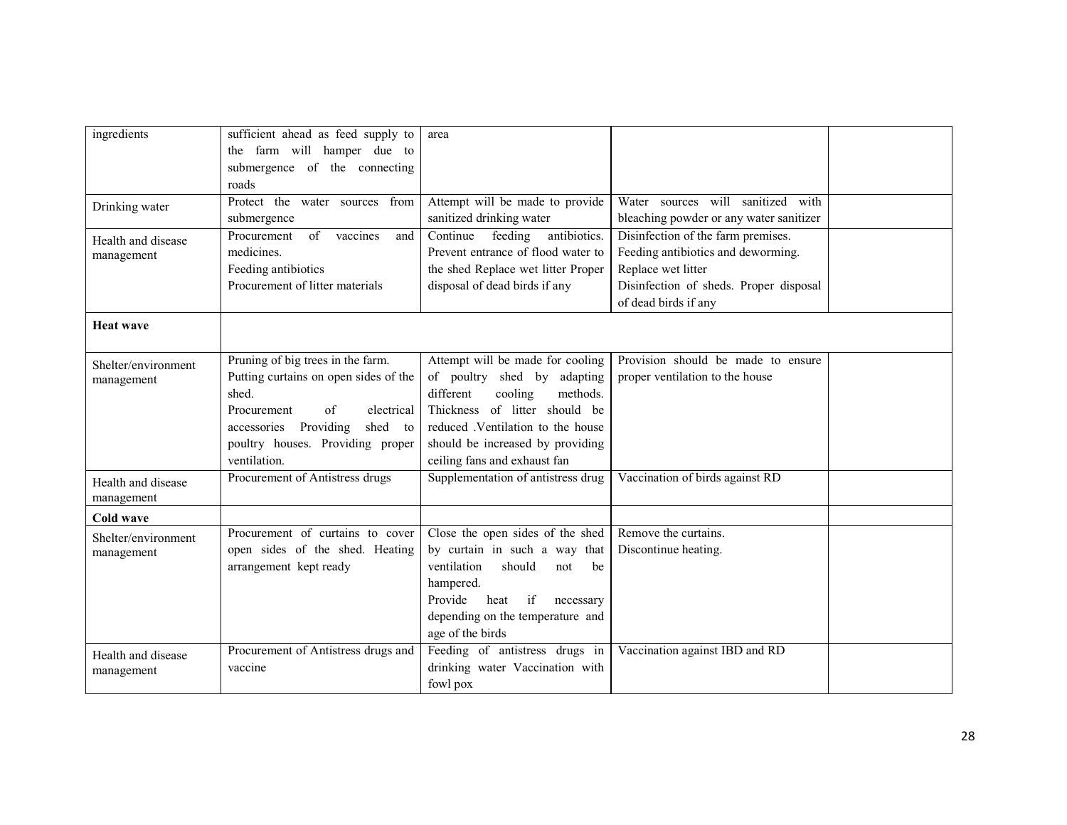| ingredients | sufficient ahead as feed supply to the farm will hamper due to submergence of the connecting roads | area | | |
|---|---|---|---|---|
| Drinking water | Protect the water sources from submergence | Attempt will be made to provide sanitized drinking water | Water sources will sanitized with bleaching powder or any water sanitizer | |
| Health and disease management | Procurement of vaccines and medicines.<br>Feeding antibiotics<br>Procurement of litter materials | Continue feeding antibiotics. Prevent entrance of flood water to the shed Replace wet litter Proper disposal of dead birds if any | Disinfection of the farm premises.<br>Feeding antibiotics and deworming.<br>Replace wet litter<br>Disinfection of sheds. Proper disposal of dead birds if any | |
| **Heat wave** | | | | |
| Shelter/environment management | Pruning of big trees in the farm.<br>Putting curtains on open sides of the shed.<br>Procurement of electrical accessories Providing shed to poultry houses. Providing proper ventilation. | Attempt will be made for cooling of poultry shed by adapting different cooling methods. Thickness of litter should be reduced .Ventilation to the house should be increased by providing ceiling fans and exhaust fan | Provision should be made to ensure proper ventilation to the house | |
| Health and disease management | Procurement of Antistress drugs | Supplementation of antistress drug | Vaccination of birds against RD | |
| **Cold wave** | | | | |
| Shelter/environment management | Procurement of curtains to cover open sides of the shed. Heating arrangement kept ready | Close the open sides of the shed by curtain in such a way that ventilation should not be hampered.<br>Provide heat if necessary depending on the temperature and age of the birds | Remove the curtains.<br>Discontinue heating. | |
| Health and disease management | Procurement of Antistress drugs and vaccine | Feeding of antistress drugs in drinking water Vaccination with fowl pox | Vaccination against IBD and RD | |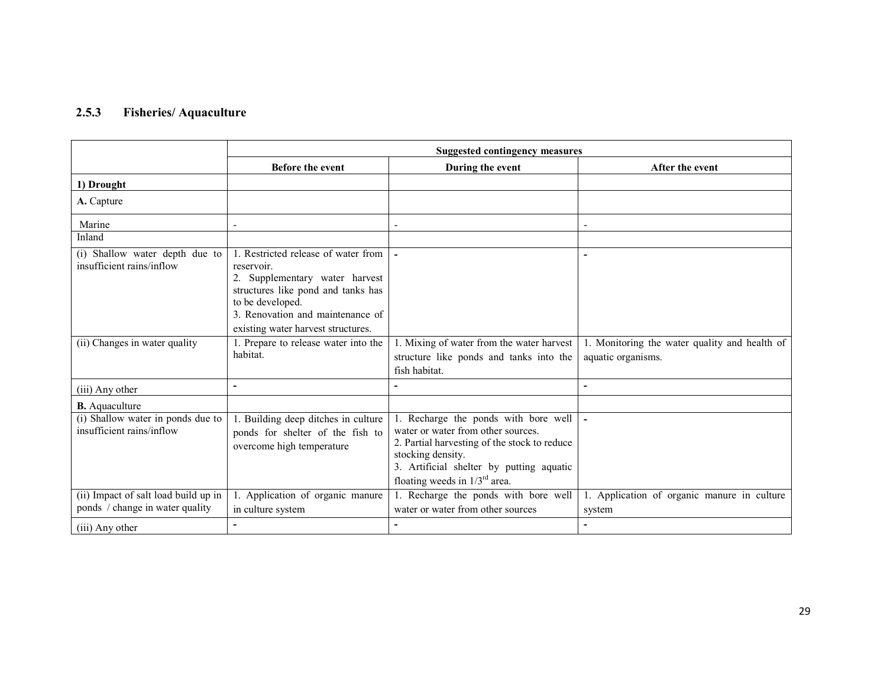### 2.5.3 Fisheries/ Aquaculture

| | Suggested contingency measures | | |
|---|---|---|---|
| | **Before the event** | **During the event** | **After the event** |
| **1) Drought** | | | |
| **A.** Capture | | | |
| Marine | - | - | - |
| Inland | | | |
| (i) Shallow water depth due to insufficient rains/inflow | 1. Restricted release of water from reservoir.<br>2. Supplementary water harvest structures like pond and tanks has to be developed.<br>3. Renovation and maintenance of existing water harvest structures. | - | - |
| (ii) Changes in water quality | 1. Prepare to release water into the habitat. | 1. Mixing of water from the water harvest structure like ponds and tanks into the fish habitat. | 1. Monitoring the water quality and health of aquatic organisms. |
| (iii) Any other | - | - | - |
| **B.** Aquaculture | | | |
| (i) Shallow water in ponds due to insufficient rains/inflow | 1. Building deep ditches in culture ponds for shelter of the fish to overcome high temperature | 1. Recharge the ponds with bore well water or water from other sources.<br>2. Partial harvesting of the stock to reduce stocking density.<br>3. Artificial shelter by putting aquatic floating weeds in $1/3^{rd}$ area. | - |
| (ii) Impact of salt load build up in ponds / change in water quality | 1. Application of organic manure in culture system | 1. Recharge the ponds with bore well water or water from other sources | 1. Application of organic manure in culture system |
| (iii) Any other | - | - | - |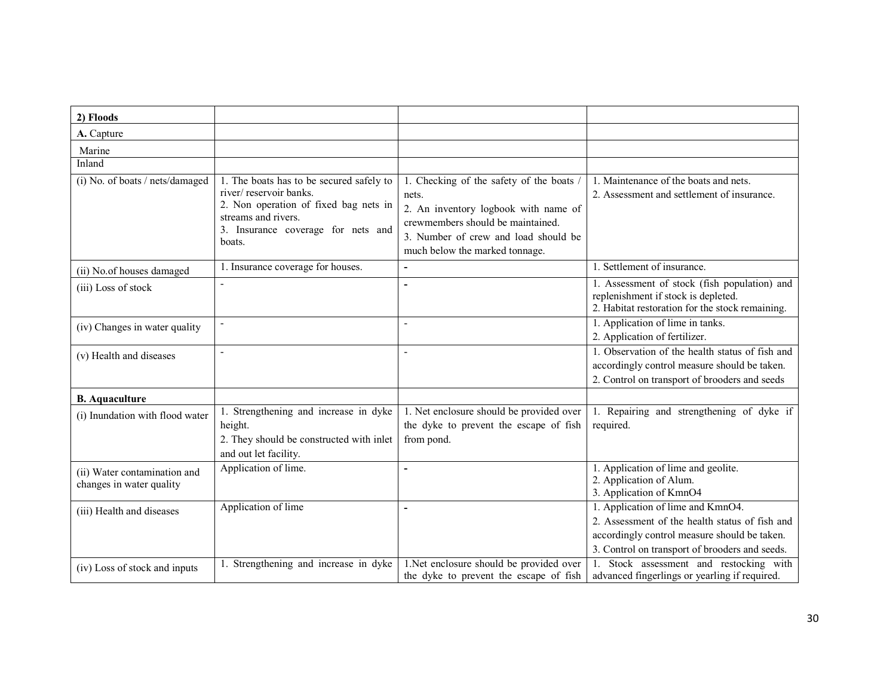| **2) Floods** | | | |
|---|---|---|---|
| **A.** Capture | | | |
| Marine | | | |
| Inland | | | |
| (i) No. of boats / nets/damaged | 1. The boats has to be secured safely to river/ reservoir banks.<br>2. Non operation of fixed bag nets in streams and rivers.<br>3. Insurance coverage for nets and boats. | 1. Checking of the safety of the boats / nets.<br>2. An inventory logbook with name of crewmembers should be maintained.<br>3. Number of crew and load should be much below the marked tonnage. | 1. Maintenance of the boats and nets.<br>2. Assessment and settlement of insurance. |
| (ii) No.of houses damaged | 1. Insurance coverage for houses. | - | 1. Settlement of insurance. |
| (iii) Loss of stock | - | - | 1. Assessment of stock (fish population) and replenishment if stock is depleted.<br>2. Habitat restoration for the stock remaining. |
| (iv) Changes in water quality | - | - | 1. Application of lime in tanks.<br>2. Application of fertilizer. |
| (v) Health and diseases | - | - | 1. Observation of the health status of fish and accordingly control measure should be taken.<br>2. Control on transport of brooders and seeds |
| **B. Aquaculture** | | | |
| (i) Inundation with flood water | 1. Strengthening and increase in dyke height.<br>2. They should be constructed with inlet and out let facility. | 1. Net enclosure should be provided over the dyke to prevent the escape of fish from pond. | 1. Repairing and strengthening of dyke if required. |
| (ii) Water contamination and changes in water quality | Application of lime. | - | 1. Application of lime and geolite.<br>2. Application of Alum.<br>3. Application of KmnO4 |
| (iii) Health and diseases | Application of lime | - | 1. Application of lime and KmnO4.<br>2. Assessment of the health status of fish and accordingly control measure should be taken.<br>3. Control on transport of brooders and seeds. |
| (iv) Loss of stock and inputs | 1. Strengthening and increase in dyke | 1.Net enclosure should be provided over the dyke to prevent the escape of fish | 1. Stock assessment and restocking with advanced fingerlings or yearling if required. |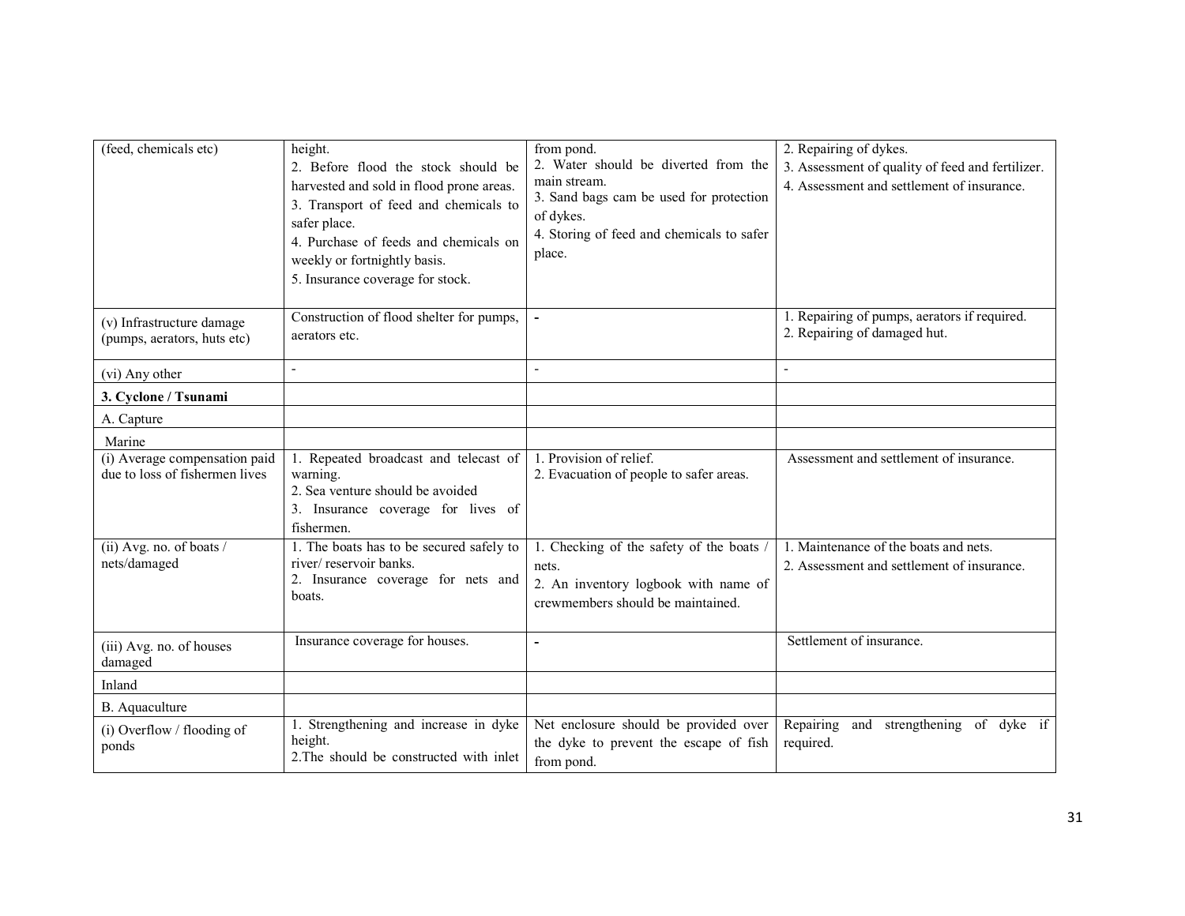| (feed, chemicals etc) | height.<br>2. Before flood the stock should be harvested and sold in flood prone areas.<br>3. Transport of feed and chemicals to safer place.<br>4. Purchase of feeds and chemicals on weekly or fortnightly basis.<br>5. Insurance coverage for stock. | from pond.<br>2. Water should be diverted from the main stream.<br>3. Sand bags cam be used for protection of dykes.<br>4. Storing of feed and chemicals to safer place. | 2. Repairing of dykes.<br>3. Assessment of quality of feed and fertilizer.<br>4. Assessment and settlement of insurance. |
|---|---|---|---|
| (v) Infrastructure damage (pumps, aerators, huts etc) | Construction of flood shelter for pumps, aerators etc. | - | 1. Repairing of pumps, aerators if required.<br>2. Repairing of damaged hut. |
| (vi) Any other | - | - | - |
| **3. Cyclone / Tsunami** | | | |
| A. Capture | | | |
| Marine | | | |
| (i) Average compensation paid due to loss of fishermen lives | 1. Repeated broadcast and telecast of warning.<br>2. Sea venture should be avoided<br>3. Insurance coverage for lives of fishermen. | 1. Provision of relief.<br>2. Evacuation of people to safer areas. | Assessment and settlement of insurance. |
| (ii) Avg. no. of boats / nets/damaged | 1. The boats has to be secured safely to river/ reservoir banks.<br>2. Insurance coverage for nets and boats. | 1. Checking of the safety of the boats / nets.<br>2. An inventory logbook with name of crewmembers should be maintained. | 1. Maintenance of the boats and nets.<br>2. Assessment and settlement of insurance. |
| (iii) Avg. no. of houses damaged | Insurance coverage for houses. | - | Settlement of insurance. |
| Inland | | | |
| B. Aquaculture | | | |
| (i) Overflow / flooding of ponds | 1. Strengthening and increase in dyke height.<br>2.The should be constructed with inlet | Net enclosure should be provided over the dyke to prevent the escape of fish from pond. | Repairing and strengthening of dyke if required. |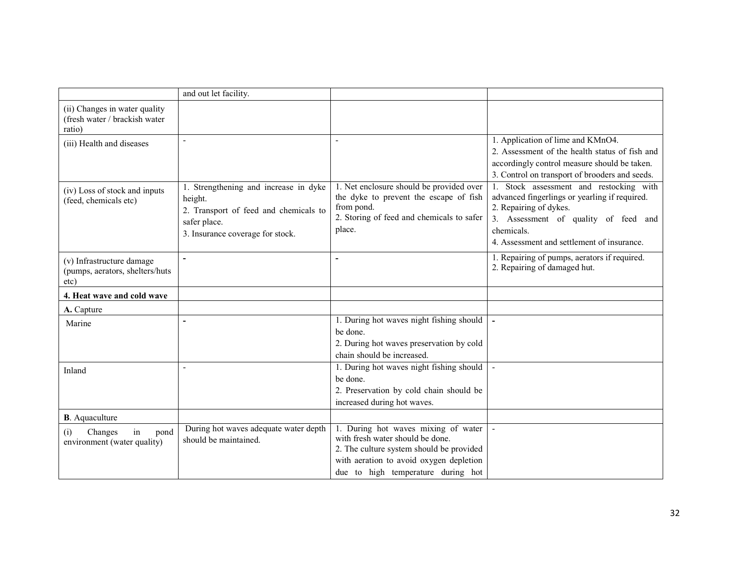| | | | |
|---|---|---|---|
| | and out let facility. | | |
| (ii) Changes in water quality (fresh water / brackish water ratio) | | | |
| (iii) Health and diseases | - | - | 1. Application of lime and $KMnO_4$.<br>2. Assessment of the health status of fish and accordingly control measure should be taken.<br>3. Control on transport of brooders and seeds. |
| (iv) Loss of stock and inputs (feed, chemicals etc) | 1. Strengthening and increase in dyke height.<br>2. Transport of feed and chemicals to safer place.<br>3. Insurance coverage for stock. | 1. Net enclosure should be provided over the dyke to prevent the escape of fish from pond.<br>2. Storing of feed and chemicals to safer place. | 1. Stock assessment and restocking with advanced fingerlings or yearling if required.<br>2. Repairing of dykes.<br>3. Assessment of quality of feed and chemicals.<br>4. Assessment and settlement of insurance. |
| (v) Infrastructure damage (pumps, aerators, shelters/huts etc) | - | - | 1. Repairing of pumps, aerators if required.<br>2. Repairing of damaged hut. |
| **4. Heat wave and cold wave** | | | |
| **A.** Capture | | | |
| Marine | - | 1. During hot waves night fishing should be done.<br>2. During hot waves preservation by cold chain should be increased. | - |
| Inland | - | 1. During hot waves night fishing should be done.<br>2. Preservation by cold chain should be increased during hot waves. | - |
| **B**. Aquaculture | | | |
| (i) Changes in pond environment (water quality) | During hot waves adequate water depth should be maintained. | 1. During hot waves mixing of water with fresh water should be done.<br>2. The culture system should be provided with aeration to avoid oxygen depletion due to high temperature during hot | - |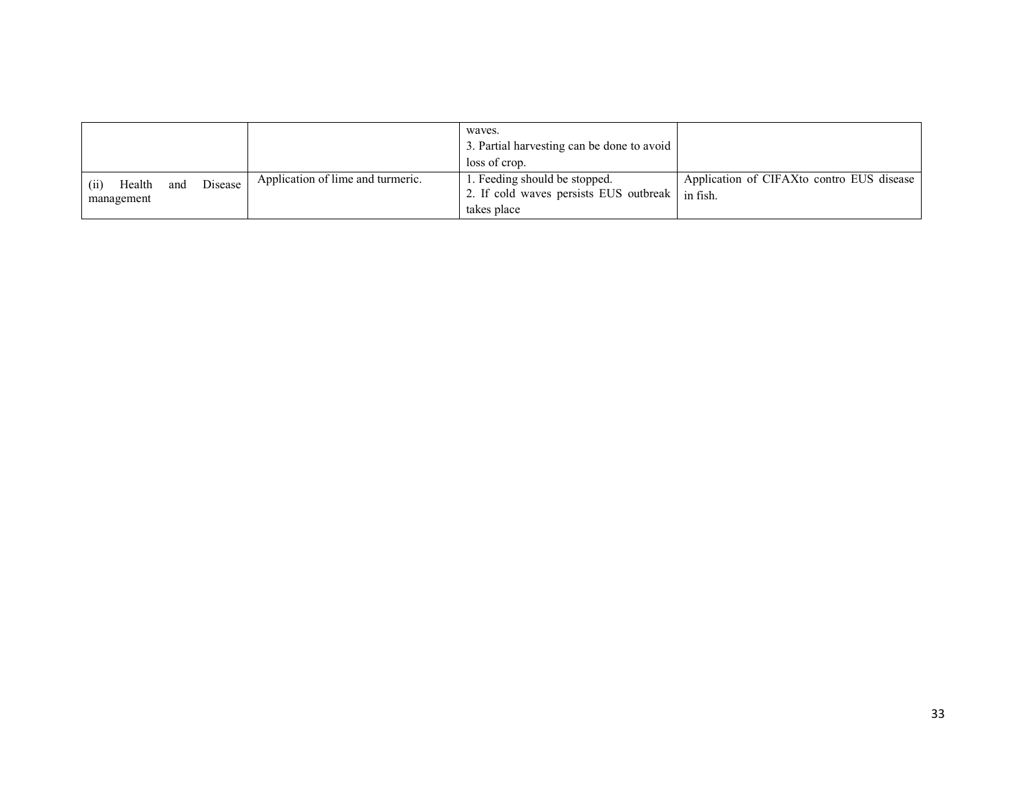|  |  |  |  |
| --- | --- | --- | --- |
|  |  | waves.<br>3. Partial harvesting can be done to avoid loss of crop. |  |
| (ii) Health and Disease management | Application of lime and turmeric. | 1. Feeding should be stopped.<br>2. If cold waves persists EUS outbreak takes place | Application of CIFAXto contro EUS disease in fish. |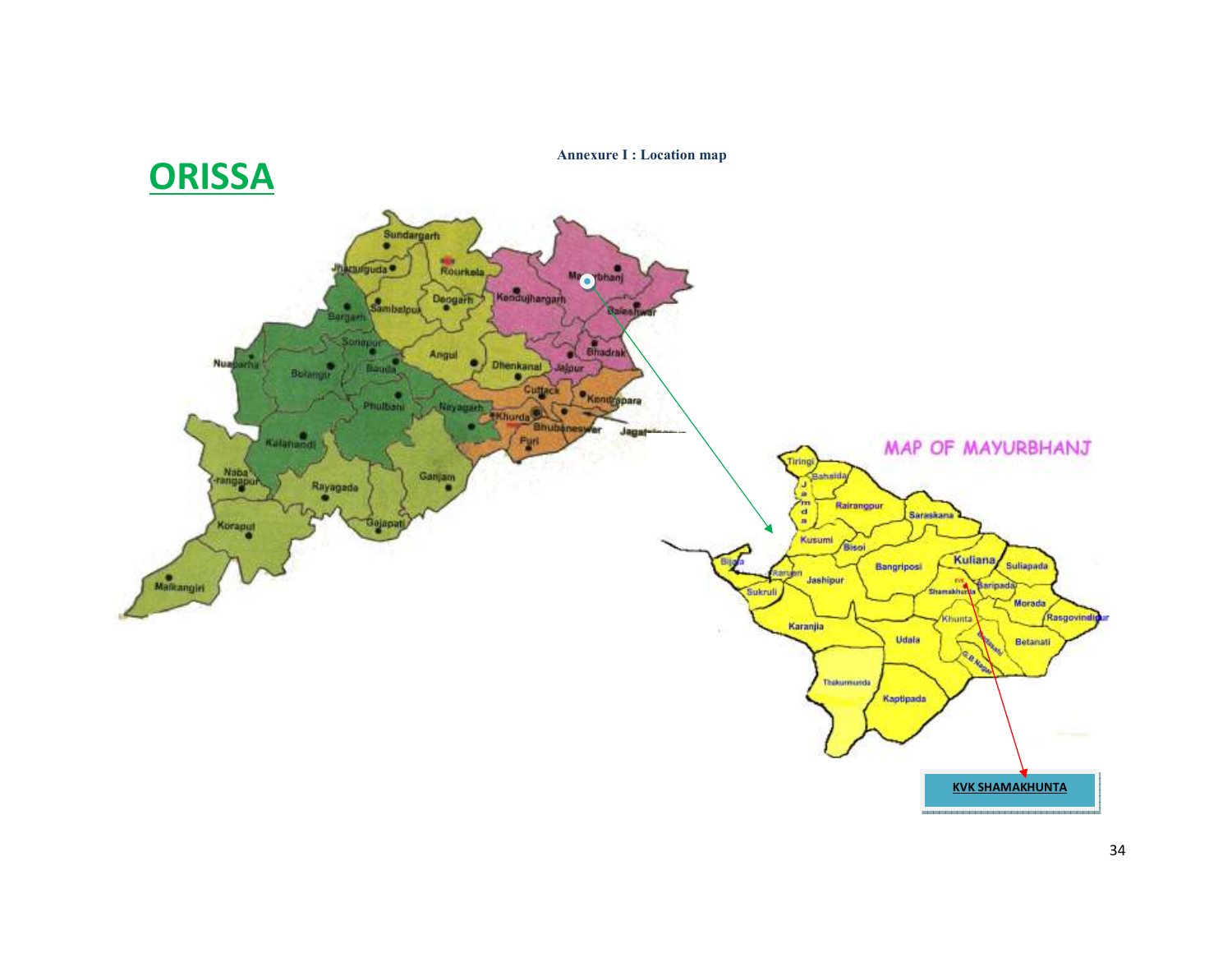**Annexure I : Location map**

# ORISSA

Sundargarh
Jharsuguda
Rourkela
Sambalpur
Deogarh
Keondujhargarh
Mayurbhanj
Baleshwar
Bargarh
Sonapur
Angul
Dhenkanal
Jajpur
Bhadrak
Nuaparha
Bolangir
Bauda
Cuttack
Kendrapara
Phulbani
Nayagarh
Khurda
Bhubaneswar
Jagatsinghpur
Puri
Kalahandi
Naba-rangapur
Rayagada
Ganjam
Gajapati
Koraput
Malkangiri

MAP OF MAYURBHANJ

Tiringi
Bahalda
Jamda
Rairangpur
Saraskana
Kusumi
Bisoi
Bijata
Raruan
Jashipur
Bangriposi
Kuliana
Suliapada
Sukruli
Shamakhunta
Baripada
Morada
Karanjia
Khunta
Rasgovindpur
Udala
Betanati
Badasahi
G.B.Nagar
Thakurmunda
Kaptipada

KVK SHAMAKHUNTA